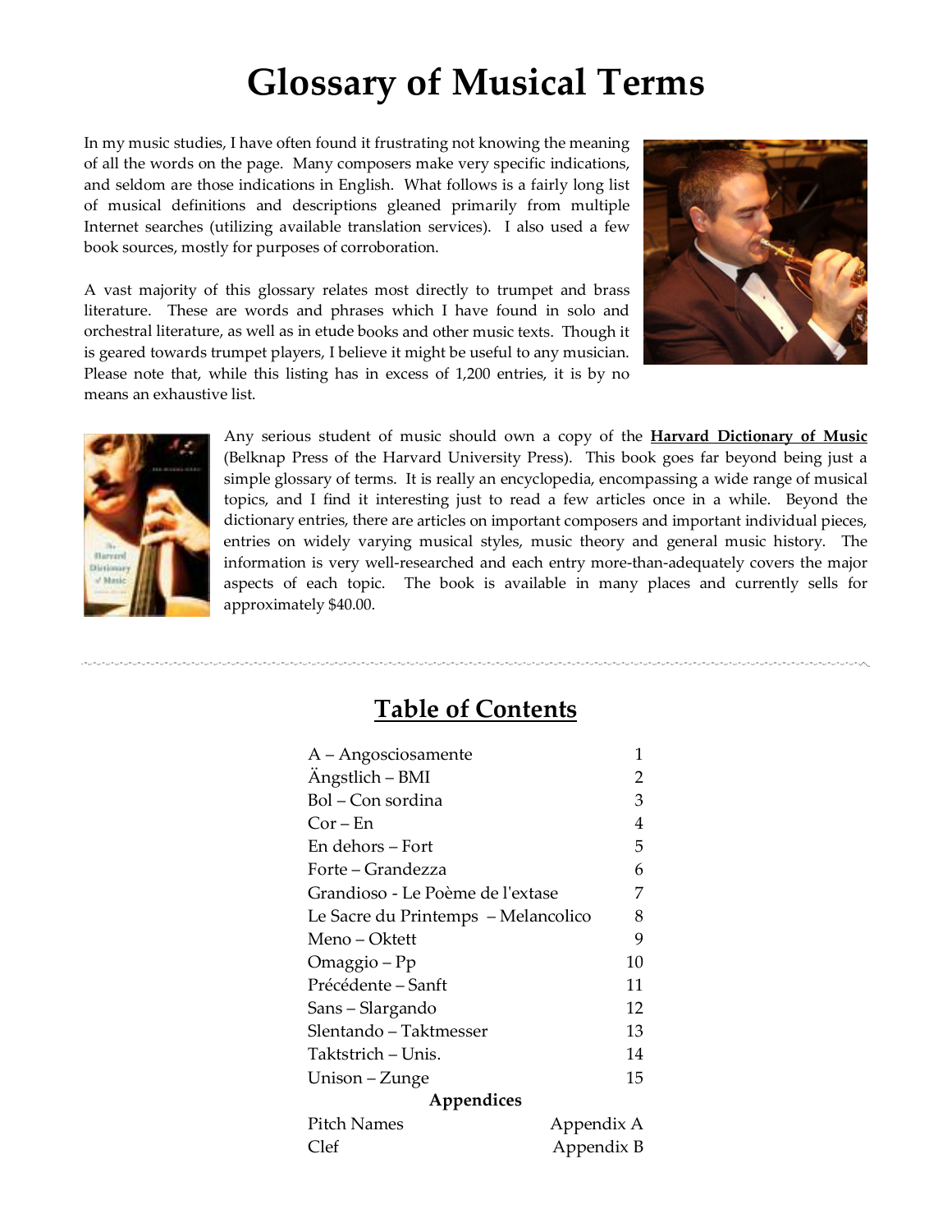# Glossary of Musical Terms

In my music studies, I have often found it frustrating not knowing the meaning of all the words on the page. Many composers make very specific indications, and seldom are those indications in English. What follows is a fairly long list of musical definitions and descriptions gleaned primarily from multiple Internet searches (utilizing available translation services). I also used a few book sources, mostly for purposes of corroboration.

A vast majority of this glossary relates most directly to trumpet and brass literature. These are words and phrases which I have found in solo and orchestral literature, as well as in etude books and other music texts. Though it is geared towards trumpet players, I believe it might be useful to any musician. Please note that, while this listing has in excess of 1,200 entries, it is by no means an exhaustive list.

Any serious student of music should own a copy of the **Harvard Dictionary of Music** (Belknap Press of the Harvard University Press). This book goes far beyond being just a simple glossary of terms. It is really an encyclopedia, encompassing a wide range of musical topics, and I find it interesting just to read a few articles once in a while. Beyond the dictionary entries, there are articles on important composers and important individual pieces, entries on widely varying musical styles, music theory and general music history. The information is very well-researched and each entry more-than-adequately covers the major aspects of each topic. The book is available in many places and currently sells for approximately $40.00.

## Table of Contents

| | |
|---|---|
| A – Angosciosamente | 1 |
| Ängstlich – BMI | 2 |
| Bol – Con sordina | 3 |
| Cor – En | 4 |
| En dehors – Fort | 5 |
| Forte – Grandezza | 6 |
| Grandioso - Le Poème de l'extase | 7 |
| Le Sacre du Printemps – Melancolico | 8 |
| Meno – Oktett | 9 |
| Omaggio – Pp | 10 |
| Précédente – Sanft | 11 |
| Sans – Slargando | 12 |
| Slentando – Taktmesser | 13 |
| Taktstrich – Unis. | 14 |
| Unison – Zunge | 15 |
| **Appendices** | |
| Pitch Names | Appendix A |
| Clef | Appendix B |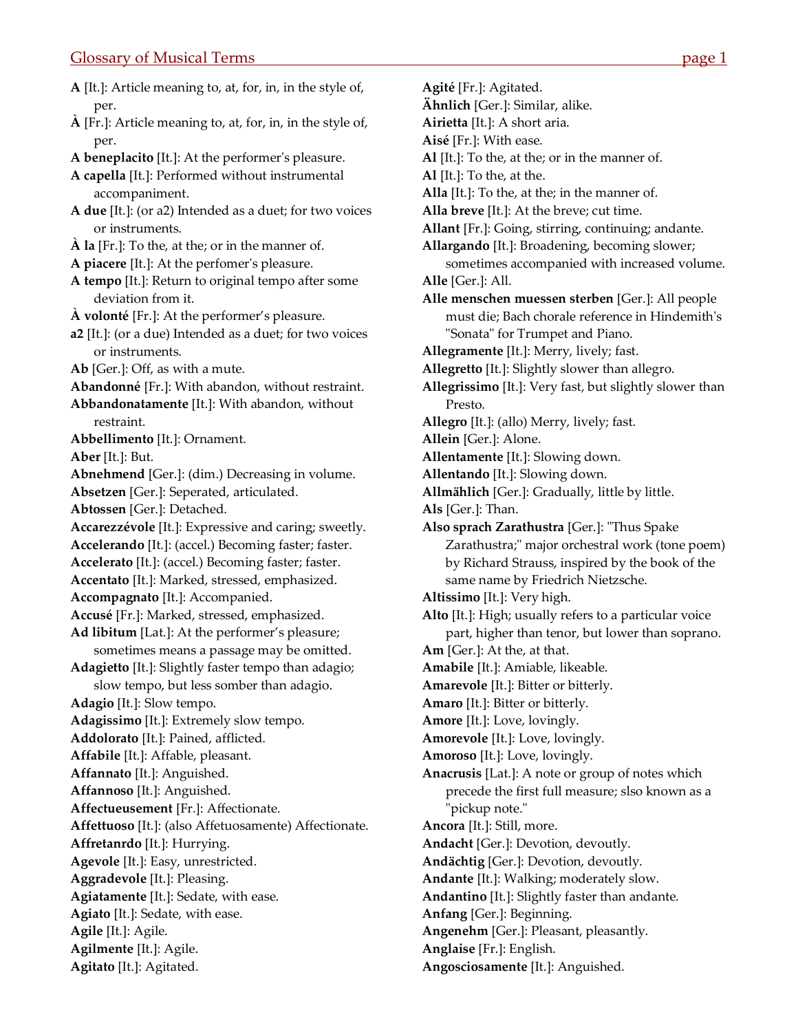**A** [It.]: Article meaning to, at, for, in, in the style of, per.

**À** [Fr.]: Article meaning to, at, for, in, in the style of, per.

**A beneplacito** [It.]: At the performer's pleasure.

**A capella** [It.]: Performed without instrumental accompaniment.

**A due** [It.]: (or a2) Intended as a duet; for two voices or instruments.

**À la** [Fr.]: To the, at the; or in the manner of.

**A piacere** [It.]: At the perfomer's pleasure.

**A tempo** [It.]: Return to original tempo after some deviation from it.

**À volonté** [Fr.]: At the performer's pleasure.

**a2** [It.]: (or a due) Intended as a duet; for two voices or instruments.

**Ab** [Ger.]: Off, as with a mute.

**Abandonné** [Fr.]: With abandon, without restraint.

**Abbandonatamente** [It.]: With abandon, without restraint.

**Abbellimento** [It.]: Ornament.

**Aber** [It.]: But.

**Abnehmend** [Ger.]: (dim.) Decreasing in volume.

**Absetzen** [Ger.]: Seperated, articulated.

**Abtossen** [Ger.]: Detached.

**Accarezzévole** [It.]: Expressive and caring; sweetly.

**Accelerando** [It.]: (accel.) Becoming faster; faster.

**Accelerato** [It.]: (accel.) Becoming faster; faster.

**Accentato** [It.]: Marked, stressed, emphasized.

**Accompagnato** [It.]: Accompanied.

**Accusé** [Fr.]: Marked, stressed, emphasized.

**Ad libitum** [Lat.]: At the performer's pleasure; sometimes means a passage may be omitted.

**Adagietto** [It.]: Slightly faster tempo than adagio; slow tempo, but less somber than adagio.

**Adagio** [It.]: Slow tempo.

**Adagissimo** [It.]: Extremely slow tempo.

**Addolorato** [It.]: Pained, afflicted.

**Affabile** [It.]: Affable, pleasant.

**Affannato** [It.]: Anguished.

**Affannoso** [It.]: Anguished.

**Affectueusement** [Fr.]: Affectionate.

**Affettuoso** [It.]: (also Affetuosamente) Affectionate.

**Affretanrdo** [It.]: Hurrying.

**Agevole** [It.]: Easy, unrestricted.

**Aggradevole** [It.]: Pleasing.

**Agiatamente** [It.]: Sedate, with ease.

**Agiato** [It.]: Sedate, with ease.

**Agile** [It.]: Agile.

**Agilmente** [It.]: Agile.

**Agitato** [It.]: Agitated.

**Agité** [Fr.]: Agitated.

**Ähnlich** [Ger.]: Similar, alike.

**Airietta** [It.]: A short aria.

**Aisé** [Fr.]: With ease.

**Al** [It.]: To the, at the; or in the manner of.

**Al** [It.]: To the, at the.

**Alla** [It.]: To the, at the; in the manner of.

**Alla breve** [It.]: At the breve; cut time.

**Allant** [Fr.]: Going, stirring, continuing; andante.

**Allargando** [It.]: Broadening, becoming slower; sometimes accompanied with increased volume.

**Alle** [Ger.]: All.

**Alle menschen muessen sterben** [Ger.]: All people must die; Bach chorale reference in Hindemith's "Sonata" for Trumpet and Piano.

**Allegramente** [It.]: Merry, lively; fast.

**Allegretto** [It.]: Slightly slower than allegro.

**Allegrissimo** [It.]: Very fast, but slightly slower than Presto.

**Allegro** [It.]: (allo) Merry, lively; fast.

**Allein** [Ger.]: Alone.

**Allentamente** [It.]: Slowing down.

**Allentando** [It.]: Slowing down.

**Allmählich** [Ger.]: Gradually, little by little.

**Als** [Ger.]: Than.

**Also sprach Zarathustra** [Ger.]: "Thus Spake Zarathustra;" major orchestral work (tone poem) by Richard Strauss, inspired by the book of the same name by Friedrich Nietzsche.

**Altissimo** [It.]: Very high.

**Alto** [It.]: High; usually refers to a particular voice part, higher than tenor, but lower than soprano.

**Am** [Ger.]: At the, at that.

**Amabile** [It.]: Amiable, likeable.

**Amarevole** [It.]: Bitter or bitterly.

**Amaro** [It.]: Bitter or bitterly.

**Amore** [It.]: Love, lovingly.

**Amorevole** [It.]: Love, lovingly.

**Amoroso** [It.]: Love, lovingly.

**Anacrusis** [Lat.]: A note or group of notes which precede the first full measure; slso known as a "pickup note."

**Ancora** [It.]: Still, more.

**Andacht** [Ger.]: Devotion, devoutly.

**Andächtig** [Ger.]: Devotion, devoutly.

**Andante** [It.]: Walking; moderately slow.

**Andantino** [It.]: Slightly faster than andante.

**Anfang** [Ger.]: Beginning.

**Angenehm** [Ger.]: Pleasant, pleasantly.

**Anglaise** [Fr.]: English.

**Angosciosamente** [It.]: Anguished.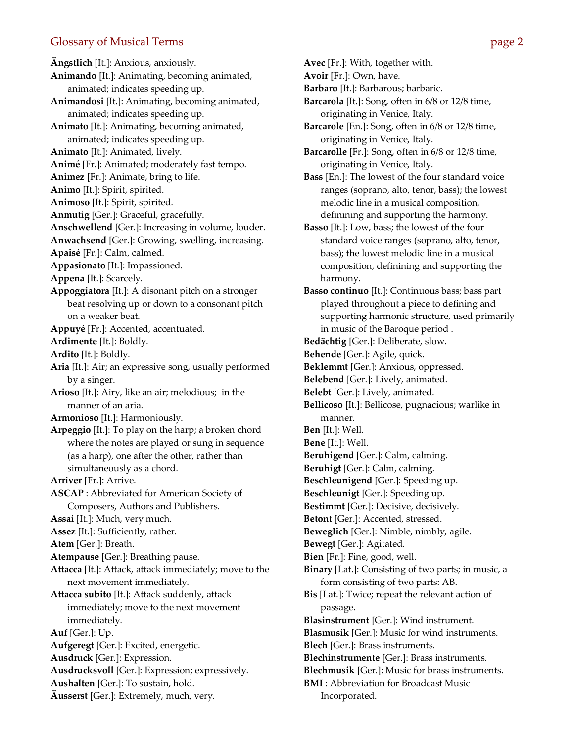**Ängstlich** [It.]: Anxious, anxiously.
**Animando** [It.]: Animating, becoming animated, animated; indicates speeding up.
**Animandosi** [It.]: Animating, becoming animated, animated; indicates speeding up.
**Animato** [It.]: Animating, becoming animated, animated; indicates speeding up.
**Animato** [It.]: Animated, lively.
**Animé** [Fr.]: Animated; moderately fast tempo.
**Animez** [Fr.]: Animate, bring to life.
**Animo** [It.]: Spirit, spirited.
**Animoso** [It.]: Spirit, spirited.
**Anmutig** [Ger.]: Graceful, gracefully.
**Anschwellend** [Ger.]: Increasing in volume, louder.
**Anwachsend** [Ger.]: Growing, swelling, increasing.
**Apaisé** [Fr.]: Calm, calmed.
**Appasionato** [It.]: Impassioned.
**Appena** [It.]: Scarcely.
**Appoggiatora** [It.]: A disonant pitch on a stronger beat resolving up or down to a consonant pitch on a weaker beat.
**Appuyé** [Fr.]: Accented, accentuated.
**Ardimente** [It.]: Boldly.
**Ardito** [It.]: Boldly.
**Aria** [It.]: Air; an expressive song, usually performed by a singer.
**Arioso** [It.]: Airy, like an air; melodious; in the manner of an aria.
**Armonioso** [It.]: Harmoniously.
**Arpeggio** [It.]: To play on the harp; a broken chord where the notes are played or sung in sequence (as a harp), one after the other, rather than simultaneously as a chord.
**Arriver** [Fr.]: Arrive.
**ASCAP** : Abbreviated for American Society of Composers, Authors and Publishers.
**Assai** [It.]: Much, very much.
**Assez** [It.]: Sufficiently, rather.
**Atem** [Ger.]: Breath.
**Atempause** [Ger.]: Breathing pause.
**Attacca** [It.]: Attack, attack immediately; move to the next movement immediately.
**Attacca subito** [It.]: Attack suddenly, attack immediately; move to the next movement immediately.
**Auf** [Ger.]: Up.
**Aufgeregt** [Ger.]: Excited, energetic.
**Ausdruck** [Ger.]: Expression.
**Ausdrucksvoll** [Ger.]: Expression; expressively.
**Aushalten** [Ger.]: To sustain, hold.
**Äusserst** [Ger.]: Extremely, much, very.
**Avec** [Fr.]: With, together with.
**Avoir** [Fr.]: Own, have.
**Barbaro** [It.]: Barbarous; barbaric.
**Barcarola** [It.]: Song, often in 6/8 or 12/8 time, originating in Venice, Italy.
**Barcarole** [En.]: Song, often in 6/8 or 12/8 time, originating in Venice, Italy.
**Barcarolle** [Fr.]: Song, often in 6/8 or 12/8 time, originating in Venice, Italy.
**Bass** [En.]: The lowest of the four standard voice ranges (soprano, alto, tenor, bass); the lowest melodic line in a musical composition, definining and supporting the harmony.
**Basso** [It.]: Low, bass; the lowest of the four standard voice ranges (soprano, alto, tenor, bass); the lowest melodic line in a musical composition, definining and supporting the harmony.
**Basso continuo** [It.]: Continuous bass; bass part played throughout a piece to defining and supporting harmonic structure, used primarily in music of the Baroque period .
**Bedächtig** [Ger.]: Deliberate, slow.
**Behende** [Ger.]: Agile, quick.
**Beklemmt** [Ger.]: Anxious, oppressed.
**Belebend** [Ger.]: Lively, animated.
**Belebt** [Ger.]: Lively, animated.
**Bellicoso** [It.]: Bellicose, pugnacious; warlike in manner.
**Ben** [It.]: Well.
**Bene** [It.]: Well.
**Beruhigend** [Ger.]: Calm, calming.
**Beruhigt** [Ger.]: Calm, calming.
**Beschleunigend** [Ger.]: Speeding up.
**Beschleunigt** [Ger.]: Speeding up.
**Bestimmt** [Ger.]: Decisive, decisively.
**Betont** [Ger.]: Accented, stressed.
**Beweglich** [Ger.]: Nimble, nimbly, agile.
**Bewegt** [Ger.]: Agitated.
**Bien** [Fr.]: Fine, good, well.
**Binary** [Lat.]: Consisting of two parts; in music, a form consisting of two parts: AB.
**Bis** [Lat.]: Twice; repeat the relevant action of passage.
**Blasinstrument** [Ger.]: Wind instrument.
**Blasmusik** [Ger.]: Music for wind instruments.
**Blech** [Ger.]: Brass instruments.
**Blechinstrumente** [Ger.]: Brass instruments.
**Blechmusik** [Ger.]: Music for brass instruments.
**BMI** : Abbreviation for Broadcast Music Incorporated.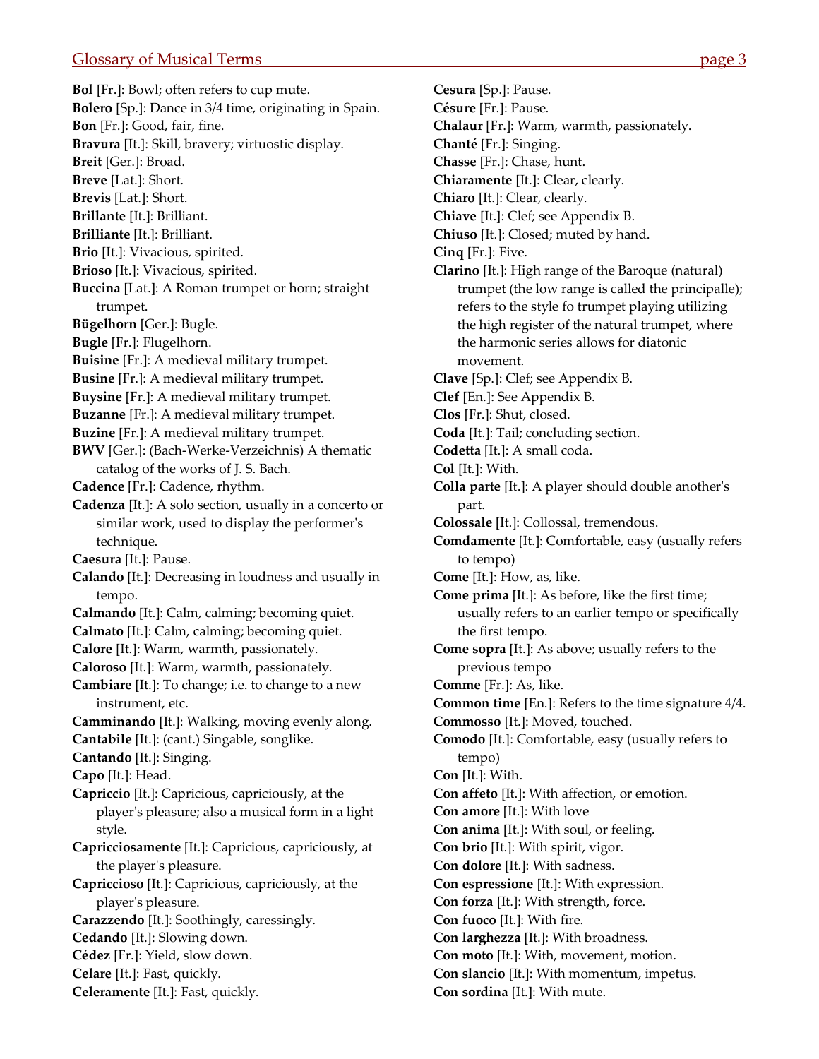**Bol** [Fr.]: Bowl; often refers to cup mute.
**Bolero** [Sp.]: Dance in 3/4 time, originating in Spain.
**Bon** [Fr.]: Good, fair, fine.
**Bravura** [It.]: Skill, bravery; virtuostic display.
**Breit** [Ger.]: Broad.
**Breve** [Lat.]: Short.
**Brevis** [Lat.]: Short.
**Brillante** [It.]: Brilliant.
**Brilliante** [It.]: Brilliant.
**Brio** [It.]: Vivacious, spirited.
**Brioso** [It.]: Vivacious, spirited.
**Buccina** [Lat.]: A Roman trumpet or horn; straight trumpet.
**Bügelhorn** [Ger.]: Bugle.
**Bugle** [Fr.]: Flugelhorn.
**Buisine** [Fr.]: A medieval military trumpet.
**Busine** [Fr.]: A medieval military trumpet.
**Buysine** [Fr.]: A medieval military trumpet.
**Buzanne** [Fr.]: A medieval military trumpet.
**Buzine** [Fr.]: A medieval military trumpet.
**BWV** [Ger.]: (Bach-Werke-Verzeichnis) A thematic catalog of the works of J. S. Bach.
**Cadence** [Fr.]: Cadence, rhythm.
**Cadenza** [It.]: A solo section, usually in a concerto or similar work, used to display the performer's technique.
**Caesura** [It.]: Pause.
**Calando** [It.]: Decreasing in loudness and usually in tempo.
**Calmando** [It.]: Calm, calming; becoming quiet.
**Calmato** [It.]: Calm, calming; becoming quiet.
**Calore** [It.]: Warm, warmth, passionately.
**Caloroso** [It.]: Warm, warmth, passionately.
**Cambiare** [It.]: To change; i.e. to change to a new instrument, etc.
**Camminando** [It.]: Walking, moving evenly along.
**Cantabile** [It.]: (cant.) Singable, songlike.
**Cantando** [It.]: Singing.
**Capo** [It.]: Head.
**Capriccio** [It.]: Capricious, capriciously, at the player's pleasure; also a musical form in a light style.
**Capricciosamente** [It.]: Capricious, capriciously, at the player's pleasure.
**Capriccioso** [It.]: Capricious, capriciously, at the player's pleasure.
**Carazzendo** [It.]: Soothingly, caressingly.
**Cedando** [It.]: Slowing down.
**Cédez** [Fr.]: Yield, slow down.
**Celare** [It.]: Fast, quickly.
**Celeramente** [It.]: Fast, quickly.
**Cesura** [Sp.]: Pause.
**Césure** [Fr.]: Pause.
**Chalaur** [Fr.]: Warm, warmth, passionately.
**Chanté** [Fr.]: Singing.
**Chasse** [Fr.]: Chase, hunt.
**Chiaramente** [It.]: Clear, clearly.
**Chiaro** [It.]: Clear, clearly.
**Chiave** [It.]: Clef; see Appendix B.
**Chiuso** [It.]: Closed; muted by hand.
**Cinq** [Fr.]: Five.
**Clarino** [It.]: High range of the Baroque (natural) trumpet (the low range is called the principalle); refers to the style fo trumpet playing utilizing the high register of the natural trumpet, where the harmonic series allows for diatonic movement.
**Clave** [Sp.]: Clef; see Appendix B.
**Clef** [En.]: See Appendix B.
**Clos** [Fr.]: Shut, closed.
**Coda** [It.]: Tail; concluding section.
**Codetta** [It.]: A small coda.
**Col** [It.]: With.
**Colla parte** [It.]: A player should double another's part.
**Colossale** [It.]: Collossal, tremendous.
**Comdamente** [It.]: Comfortable, easy (usually refers to tempo)
**Come** [It.]: How, as, like.
**Come prima** [It.]: As before, like the first time; usually refers to an earlier tempo or specifically the first tempo.
**Come sopra** [It.]: As above; usually refers to the previous tempo
**Comme** [Fr.]: As, like.
**Common time** [En.]: Refers to the time signature 4/4.
**Commosso** [It.]: Moved, touched.
**Comodo** [It.]: Comfortable, easy (usually refers to tempo)
**Con** [It.]: With.
**Con affeto** [It.]: With affection, or emotion.
**Con amore** [It.]: With love
**Con anima** [It.]: With soul, or feeling.
**Con brio** [It.]: With spirit, vigor.
**Con dolore** [It.]: With sadness.
**Con espressione** [It.]: With expression.
**Con forza** [It.]: With strength, force.
**Con fuoco** [It.]: With fire.
**Con larghezza** [It.]: With broadness.
**Con moto** [It.]: With, movement, motion.
**Con slancio** [It.]: With momentum, impetus.
**Con sordina** [It.]: With mute.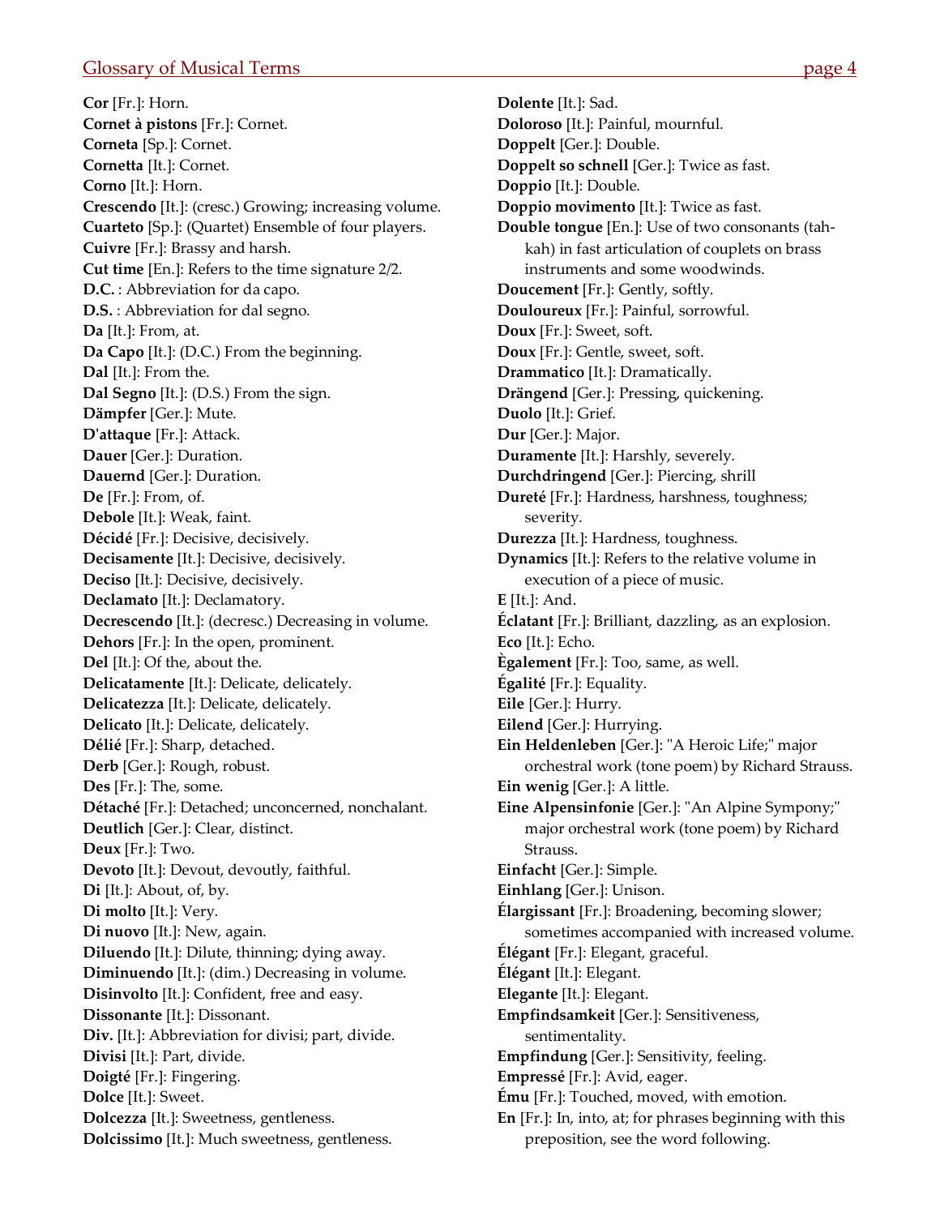**Cor** [Fr.]: Horn.
**Cornet à pistons** [Fr.]: Cornet.
**Corneta** [Sp.]: Cornet.
**Cornetta** [It.]: Cornet.
**Corno** [It.]: Horn.
**Crescendo** [It.]: (cresc.) Growing; increasing volume.
**Cuarteto** [Sp.]: (Quartet) Ensemble of four players.
**Cuivre** [Fr.]: Brassy and harsh.
**Cut time** [En.]: Refers to the time signature 2/2.
**D.C.** : Abbreviation for da capo.
**D.S.** : Abbreviation for dal segno.
**Da** [It.]: From, at.
**Da Capo** [It.]: (D.C.) From the beginning.
**Dal** [It.]: From the.
**Dal Segno** [It.]: (D.S.) From the sign.
**Dämpfer** [Ger.]: Mute.
**D'attaque** [Fr.]: Attack.
**Dauer** [Ger.]: Duration.
**Dauernd** [Ger.]: Duration.
**De** [Fr.]: From, of.
**Debole** [It.]: Weak, faint.
**Décidé** [Fr.]: Decisive, decisively.
**Decisamente** [It.]: Decisive, decisively.
**Deciso** [It.]: Decisive, decisively.
**Declamato** [It.]: Declamatory.
**Decrescendo** [It.]: (decresc.) Decreasing in volume.
**Dehors** [Fr.]: In the open, prominent.
**Del** [It.]: Of the, about the.
**Delicatamente** [It.]: Delicate, delicately.
**Delicatezza** [It.]: Delicate, delicately.
**Delicato** [It.]: Delicate, delicately.
**Délié** [Fr.]: Sharp, detached.
**Derb** [Ger.]: Rough, robust.
**Des** [Fr.]: The, some.
**Détaché** [Fr.]: Detached; unconcerned, nonchalant.
**Deutlich** [Ger.]: Clear, distinct.
**Deux** [Fr.]: Two.
**Devoto** [It.]: Devout, devoutly, faithful.
**Di** [It.]: About, of, by.
**Di molto** [It.]: Very.
**Di nuovo** [It.]: New, again.
**Diluendo** [It.]: Dilute, thinning; dying away.
**Diminuendo** [It.]: (dim.) Decreasing in volume.
**Disinvolto** [It.]: Confident, free and easy.
**Dissonante** [It.]: Dissonant.
**Div.** [It.]: Abbreviation for divisi; part, divide.
**Divisi** [It.]: Part, divide.
**Doigté** [Fr.]: Fingering.
**Dolce** [It.]: Sweet.
**Dolcezza** [It.]: Sweetness, gentleness.
**Dolcissimo** [It.]: Much sweetness, gentleness.
**Dolente** [It.]: Sad.
**Doloroso** [It.]: Painful, mournful.
**Doppelt** [Ger.]: Double.
**Doppelt so schnell** [Ger.]: Twice as fast.
**Doppio** [It.]: Double.
**Doppio movimento** [It.]: Twice as fast.
**Double tongue** [En.]: Use of two consonants (tah-kah) in fast articulation of couplets on brass instruments and some woodwinds.
**Doucement** [Fr.]: Gently, softly.
**Douloureux** [Fr.]: Painful, sorrowful.
**Doux** [Fr.]: Sweet, soft.
**Doux** [Fr.]: Gentle, sweet, soft.
**Drammatico** [It.]: Dramatically.
**Drängend** [Ger.]: Pressing, quickening.
**Duolo** [It.]: Grief.
**Dur** [Ger.]: Major.
**Duramente** [It.]: Harshly, severely.
**Durchdringend** [Ger.]: Piercing, shrill
**Dureté** [Fr.]: Hardness, harshness, toughness; severity.
**Durezza** [It.]: Hardness, toughness.
**Dynamics** [It.]: Refers to the relative volume in execution of a piece of music.
**E** [It.]: And.
**Éclatant** [Fr.]: Brilliant, dazzling, as an explosion.
**Eco** [It.]: Echo.
**Ègalement** [Fr.]: Too, same, as well.
**Égalité** [Fr.]: Equality.
**Eile** [Ger.]: Hurry.
**Eilend** [Ger.]: Hurrying.
**Ein Heldenleben** [Ger.]: "A Heroic Life;" major orchestral work (tone poem) by Richard Strauss.
**Ein wenig** [Ger.]: A little.
**Eine Alpensinfonie** [Ger.]: "An Alpine Sympony;" major orchestral work (tone poem) by Richard Strauss.
**Einfacht** [Ger.]: Simple.
**Einhlang** [Ger.]: Unison.
**Élargissant** [Fr.]: Broadening, becoming slower; sometimes accompanied with increased volume.
**Élégant** [Fr.]: Elegant, graceful.
**Élégant** [It.]: Elegant.
**Elegante** [It.]: Elegant.
**Empfindsamkeit** [Ger.]: Sensitiveness, sentimentality.
**Empfindung** [Ger.]: Sensitivity, feeling.
**Empressé** [Fr.]: Avid, eager.
**Ému** [Fr.]: Touched, moved, with emotion.
**En** [Fr.]: In, into, at; for phrases beginning with this preposition, see the word following.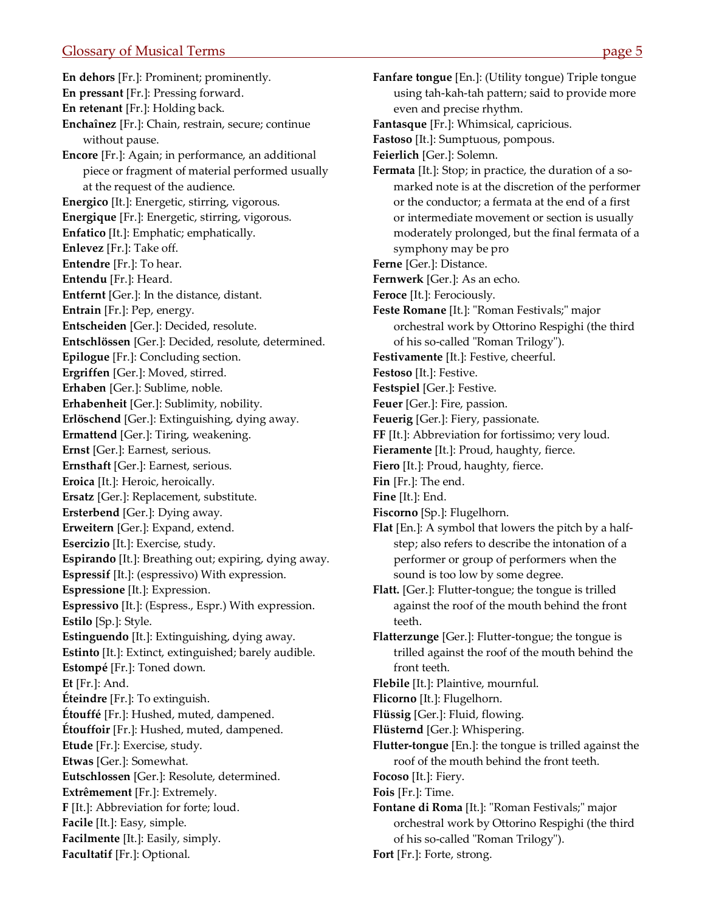**En dehors** [Fr.]: Prominent; prominently.

**En pressant** [Fr.]: Pressing forward.

**En retenant** [Fr.]: Holding back.

**Enchaînez** [Fr.]: Chain, restrain, secure; continue without pause.

**Encore** [Fr.]: Again; in performance, an additional piece or fragment of material performed usually at the request of the audience.

**Energico** [It.]: Energetic, stirring, vigorous.

**Energique** [Fr.]: Energetic, stirring, vigorous.

**Enfatico** [It.]: Emphatic; emphatically.

**Enlevez** [Fr.]: Take off.

**Entendre** [Fr.]: To hear.

**Entendu** [Fr.]: Heard.

**Entfernt** [Ger.]: In the distance, distant.

**Entrain** [Fr.]: Pep, energy.

**Entscheiden** [Ger.]: Decided, resolute.

**Entschlössen** [Ger.]: Decided, resolute, determined.

**Epilogue** [Fr.]: Concluding section.

**Ergriffen** [Ger.]: Moved, stirred.

**Erhaben** [Ger.]: Sublime, noble.

**Erhabenheit** [Ger.]: Sublimity, nobility.

**Erlöschend** [Ger.]: Extinguishing, dying away.

**Ermattend** [Ger.]: Tiring, weakening.

**Ernst** [Ger.]: Earnest, serious.

**Ernsthaft** [Ger.]: Earnest, serious.

**Eroica** [It.]: Heroic, heroically.

**Ersatz** [Ger.]: Replacement, substitute.

**Ersterbend** [Ger.]: Dying away.

**Erweitern** [Ger.]: Expand, extend.

**Esercizio** [It.]: Exercise, study.

**Espirando** [It.]: Breathing out; expiring, dying away.

**Espressif** [It.]: (espressivo) With expression.

**Espressione** [It.]: Expression.

**Espressivo** [It.]: (Espress., Espr.) With expression.

**Estilo** [Sp.]: Style.

**Estinguendo** [It.]: Extinguishing, dying away.

**Estinto** [It.]: Extinct, extinguished; barely audible.

**Estompé** [Fr.]: Toned down.

**Et** [Fr.]: And.

**Éteindre** [Fr.]: To extinguish.

**Étouffé** [Fr.]: Hushed, muted, dampened.

**Étouffoir** [Fr.]: Hushed, muted, dampened.

**Etude** [Fr.]: Exercise, study.

**Etwas** [Ger.]: Somewhat.

**Eutschlossen** [Ger.]: Resolute, determined.

**Extrêmement** [Fr.]: Extremely.

**F** [It.]: Abbreviation for forte; loud.

**Facile** [It.]: Easy, simple.

**Facilmente** [It.]: Easily, simply.

**Facultatif** [Fr.]: Optional.

**Fanfare tongue** [En.]: (Utility tongue) Triple tongue using tah-kah-tah pattern; said to provide more even and precise rhythm.

**Fantasque** [Fr.]: Whimsical, capricious.

**Fastoso** [It.]: Sumptuous, pompous.

**Feierlich** [Ger.]: Solemn.

**Fermata** [It.]: Stop; in practice, the duration of a so-marked note is at the discretion of the performer or the conductor; a fermata at the end of a first or intermediate movement or section is usually moderately prolonged, but the final fermata of a symphony may be pro

**Ferne** [Ger.]: Distance.

**Fernwerk** [Ger.]: As an echo.

**Feroce** [It.]: Ferociously.

**Feste Romane** [It.]: "Roman Festivals;" major orchestral work by Ottorino Respighi (the third of his so-called "Roman Trilogy").

**Festivamente** [It.]: Festive, cheerful.

**Festoso** [It.]: Festive.

**Festspiel** [Ger.]: Festive.

**Feuer** [Ger.]: Fire, passion.

**Feuerig** [Ger.]: Fiery, passionate.

**FF** [It.]: Abbreviation for fortissimo; very loud.

**Fieramente** [It.]: Proud, haughty, fierce.

**Fiero** [It.]: Proud, haughty, fierce.

**Fin** [Fr.]: The end.

**Fine** [It.]: End.

**Fiscorno** [Sp.]: Flugelhorn.

**Flat** [En.]: A symbol that lowers the pitch by a half-step; also refers to describe the intonation of a performer or group of performers when the sound is too low by some degree.

**Flatt.** [Ger.]: Flutter-tongue; the tongue is trilled against the roof of the mouth behind the front teeth.

**Flatterzunge** [Ger.]: Flutter-tongue; the tongue is trilled against the roof of the mouth behind the front teeth.

**Flebile** [It.]: Plaintive, mournful.

**Flicorno** [It.]: Flugelhorn.

**Flüssig** [Ger.]: Fluid, flowing.

**Flüsternd** [Ger.]: Whispering.

**Flutter-tongue** [En.]: the tongue is trilled against the roof of the mouth behind the front teeth.

**Focoso** [It.]: Fiery.

**Fois** [Fr.]: Time.

**Fontane di Roma** [It.]: "Roman Festivals;" major orchestral work by Ottorino Respighi (the third of his so-called "Roman Trilogy").

**Fort** [Fr.]: Forte, strong.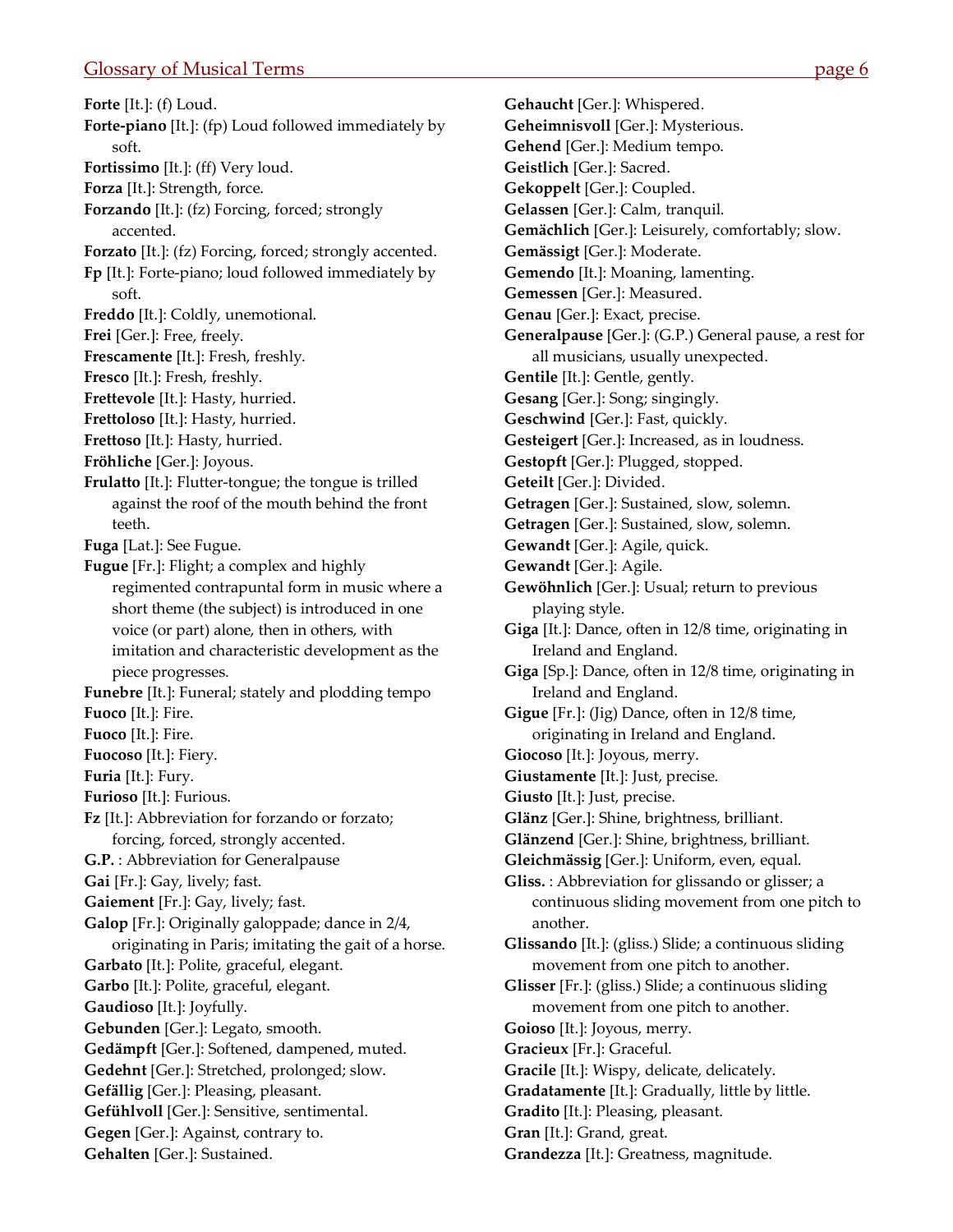**Forte** [It.]: (f) Loud.

**Forte-piano** [It.]: (fp) Loud followed immediately by soft.

**Fortissimo** [It.]: (ff) Very loud.

**Forza** [It.]: Strength, force.

**Forzando** [It.]: (fz) Forcing, forced; strongly accented.

**Forzato** [It.]: (fz) Forcing, forced; strongly accented.

**Fp** [It.]: Forte-piano; loud followed immediately by soft.

**Freddo** [It.]: Coldly, unemotional.

**Frei** [Ger.]: Free, freely.

**Frescamente** [It.]: Fresh, freshly.

**Fresco** [It.]: Fresh, freshly.

**Frettevole** [It.]: Hasty, hurried.

**Frettoloso** [It.]: Hasty, hurried.

**Frettoso** [It.]: Hasty, hurried.

**Fröhliche** [Ger.]: Joyous.

**Frulatto** [It.]: Flutter-tongue; the tongue is trilled against the roof of the mouth behind the front teeth.

**Fuga** [Lat.]: See Fugue.

**Fugue** [Fr.]: Flight; a complex and highly regimented contrapuntal form in music where a short theme (the subject) is introduced in one voice (or part) alone, then in others, with imitation and characteristic development as the piece progresses.

**Funebre** [It.]: Funeral; stately and plodding tempo

**Fuoco** [It.]: Fire.

**Fuoco** [It.]: Fire.

**Fuocoso** [It.]: Fiery.

**Furia** [It.]: Fury.

**Furioso** [It.]: Furious.

**Fz** [It.]: Abbreviation for forzando or forzato; forcing, forced, strongly accented.

**G.P.** : Abbreviation for Generalpause

**Gai** [Fr.]: Gay, lively; fast.

**Gaiement** [Fr.]: Gay, lively; fast.

**Galop** [Fr.]: Originally galoppade; dance in 2/4, originating in Paris; imitating the gait of a horse.

**Garbato** [It.]: Polite, graceful, elegant.

**Garbo** [It.]: Polite, graceful, elegant.

**Gaudioso** [It.]: Joyfully.

**Gebunden** [Ger.]: Legato, smooth.

**Gedämpft** [Ger.]: Softened, dampened, muted.

**Gedehnt** [Ger.]: Stretched, prolonged; slow.

**Gefällig** [Ger.]: Pleasing, pleasant.

**Gefühlvoll** [Ger.]: Sensitive, sentimental.

**Gegen** [Ger.]: Against, contrary to.

**Gehalten** [Ger.]: Sustained.

**Gehaucht** [Ger.]: Whispered.

**Geheimnisvoll** [Ger.]: Mysterious.

**Gehend** [Ger.]: Medium tempo.

**Geistlich** [Ger.]: Sacred.

**Gekoppelt** [Ger.]: Coupled.

**Gelassen** [Ger.]: Calm, tranquil.

**Gemächlich** [Ger.]: Leisurely, comfortably; slow.

**Gemässigt** [Ger.]: Moderate.

**Gemendo** [It.]: Moaning, lamenting.

**Gemessen** [Ger.]: Measured.

**Genau** [Ger.]: Exact, precise.

**Generalpause** [Ger.]: (G.P.) General pause, a rest for all musicians, usually unexpected.

**Gentile** [It.]: Gentle, gently.

**Gesang** [Ger.]: Song; singingly.

**Geschwind** [Ger.]: Fast, quickly.

**Gesteigert** [Ger.]: Increased, as in loudness.

**Gestopft** [Ger.]: Plugged, stopped.

**Geteilt** [Ger.]: Divided.

**Getragen** [Ger.]: Sustained, slow, solemn.

**Getragen** [Ger.]: Sustained, slow, solemn.

**Gewandt** [Ger.]: Agile, quick.

**Gewandt** [Ger.]: Agile.

**Gewöhnlich** [Ger.]: Usual; return to previous playing style.

**Giga** [It.]: Dance, often in 12/8 time, originating in Ireland and England.

**Giga** [Sp.]: Dance, often in 12/8 time, originating in Ireland and England.

**Gigue** [Fr.]: (Jig) Dance, often in 12/8 time, originating in Ireland and England.

**Giocoso** [It.]: Joyous, merry.

**Giustamente** [It.]: Just, precise.

**Giusto** [It.]: Just, precise.

**Glänz** [Ger.]: Shine, brightness, brilliant.

**Glänzend** [Ger.]: Shine, brightness, brilliant.

**Gleichmässig** [Ger.]: Uniform, even, equal.

**Gliss.** : Abbreviation for glissando or glisser; a continuous sliding movement from one pitch to another.

**Glissando** [It.]: (gliss.) Slide; a continuous sliding movement from one pitch to another.

**Glisser** [Fr.]: (gliss.) Slide; a continuous sliding movement from one pitch to another.

**Goioso** [It.]: Joyous, merry.

**Gracieux** [Fr.]: Graceful.

**Gracile** [It.]: Wispy, delicate, delicately.

**Gradatamente** [It.]: Gradually, little by little.

**Gradito** [It.]: Pleasing, pleasant.

**Gran** [It.]: Grand, great.

**Grandezza** [It.]: Greatness, magnitude.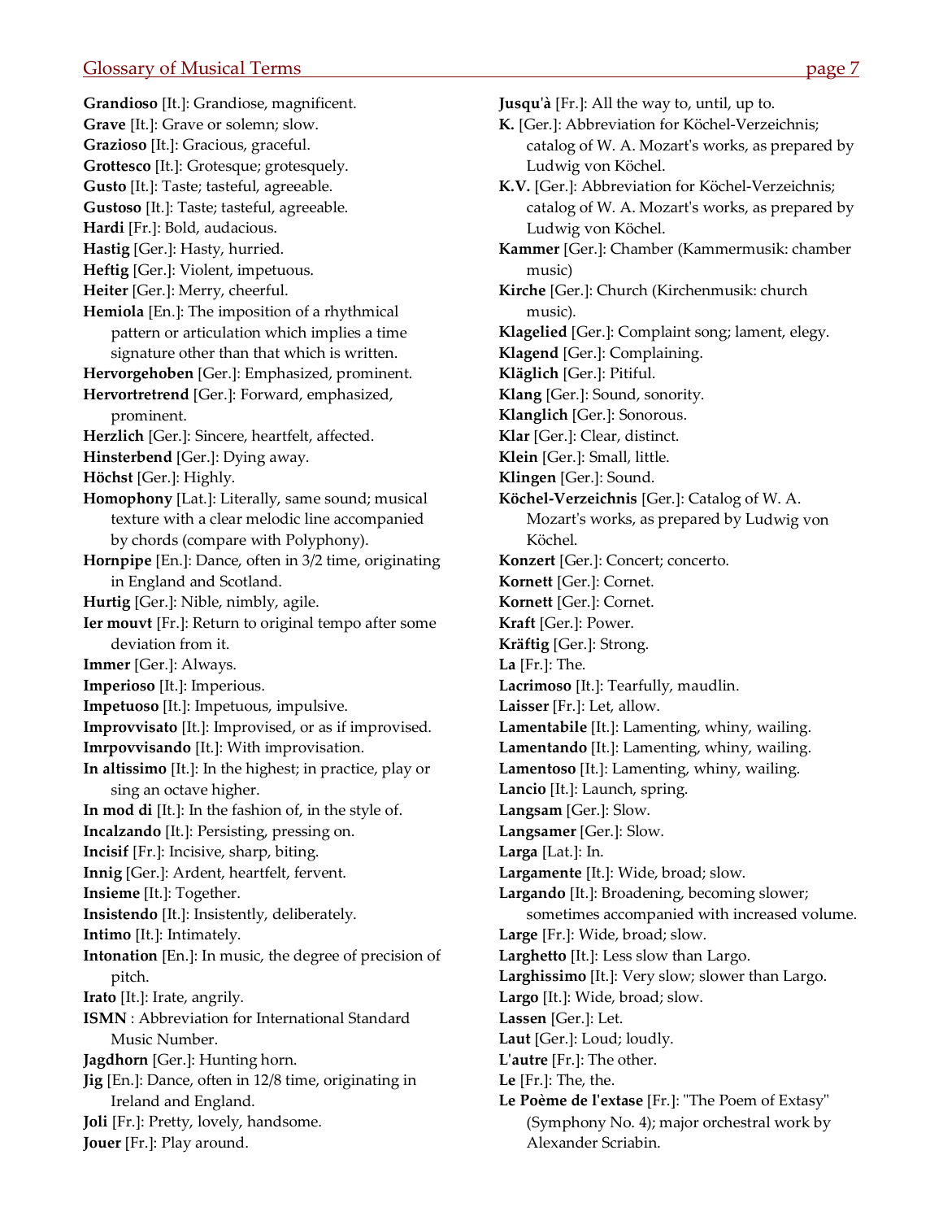**Grandioso** [It.]: Grandiose, magnificent.
**Grave** [It.]: Grave or solemn; slow.
**Grazioso** [It.]: Gracious, graceful.
**Grottesco** [It.]: Grotesque; grotesquely.
**Gusto** [It.]: Taste; tasteful, agreeable.
**Gustoso** [It.]: Taste; tasteful, agreeable.
**Hardi** [Fr.]: Bold, audacious.
**Hastig** [Ger.]: Hasty, hurried.
**Heftig** [Ger.]: Violent, impetuous.
**Heiter** [Ger.]: Merry, cheerful.
**Hemiola** [En.]: The imposition of a rhythmical pattern or articulation which implies a time signature other than that which is written.
**Hervorgehoben** [Ger.]: Emphasized, prominent.
**Hervortretrend** [Ger.]: Forward, emphasized, prominent.
**Herzlich** [Ger.]: Sincere, heartfelt, affected.
**Hinsterbend** [Ger.]: Dying away.
**Höchst** [Ger.]: Highly.
**Homophony** [Lat.]: Literally, same sound; musical texture with a clear melodic line accompanied by chords (compare with Polyphony).
**Hornpipe** [En.]: Dance, often in 3/2 time, originating in England and Scotland.
**Hurtig** [Ger.]: Nible, nimbly, agile.
**Ier mouvt** [Fr.]: Return to original tempo after some deviation from it.
**Immer** [Ger.]: Always.
**Imperioso** [It.]: Imperious.
**Impetuoso** [It.]: Impetuous, impulsive.
**Improvvisato** [It.]: Improvised, or as if improvised.
**Imrpovvisando** [It.]: With improvisation.
**In altissimo** [It.]: In the highest; in practice, play or sing an octave higher.
**In mod di** [It.]: In the fashion of, in the style of.
**Incalzando** [It.]: Persisting, pressing on.
**Incisif** [Fr.]: Incisive, sharp, biting.
**Innig** [Ger.]: Ardent, heartfelt, fervent.
**Insieme** [It.]: Together.
**Insistendo** [It.]: Insistently, deliberately.
**Intimo** [It.]: Intimately.
**Intonation** [En.]: In music, the degree of precision of pitch.
**Irato** [It.]: Irate, angrily.
**ISMN** : Abbreviation for International Standard Music Number.
**Jagdhorn** [Ger.]: Hunting horn.
**Jig** [En.]: Dance, often in 12/8 time, originating in Ireland and England.
**Joli** [Fr.]: Pretty, lovely, handsome.
**Jouer** [Fr.]: Play around.
**Jusqu'à** [Fr.]: All the way to, until, up to.
**K.** [Ger.]: Abbreviation for Köchel-Verzeichnis; catalog of W. A. Mozart's works, as prepared by Ludwig von Köchel.
**K.V.** [Ger.]: Abbreviation for Köchel-Verzeichnis; catalog of W. A. Mozart's works, as prepared by Ludwig von Köchel.
**Kammer** [Ger.]: Chamber (Kammermusik: chamber music)
**Kirche** [Ger.]: Church (Kirchenmusik: church music).
**Klagelied** [Ger.]: Complaint song; lament, elegy.
**Klagend** [Ger.]: Complaining.
**Kläglich** [Ger.]: Pitiful.
**Klang** [Ger.]: Sound, sonority.
**Klanglich** [Ger.]: Sonorous.
**Klar** [Ger.]: Clear, distinct.
**Klein** [Ger.]: Small, little.
**Klingen** [Ger.]: Sound.
**Köchel-Verzeichnis** [Ger.]: Catalog of W. A. Mozart's works, as prepared by Ludwig von Köchel.
**Konzert** [Ger.]: Concert; concerto.
**Kornett** [Ger.]: Cornet.
**Kornett** [Ger.]: Cornet.
**Kraft** [Ger.]: Power.
**Kräftig** [Ger.]: Strong.
**La** [Fr.]: The.
**Lacrimoso** [It.]: Tearfully, maudlin.
**Laisser** [Fr.]: Let, allow.
**Lamentabile** [It.]: Lamenting, whiny, wailing.
**Lamentando** [It.]: Lamenting, whiny, wailing.
**Lamentoso** [It.]: Lamenting, whiny, wailing.
**Lancio** [It.]: Launch, spring.
**Langsam** [Ger.]: Slow.
**Langsamer** [Ger.]: Slow.
**Larga** [Lat.]: In.
**Largamente** [It.]: Wide, broad; slow.
**Largando** [It.]: Broadening, becoming slower; sometimes accompanied with increased volume.
**Large** [Fr.]: Wide, broad; slow.
**Larghetto** [It.]: Less slow than Largo.
**Larghissimo** [It.]: Very slow; slower than Largo.
**Largo** [It.]: Wide, broad; slow.
**Lassen** [Ger.]: Let.
**Laut** [Ger.]: Loud; loudly.
**L'autre** [Fr.]: The other.
**Le** [Fr.]: The, the.
**Le Poème de l'extase** [Fr.]: "The Poem of Extasy" (Symphony No. 4); major orchestral work by Alexander Scriabin.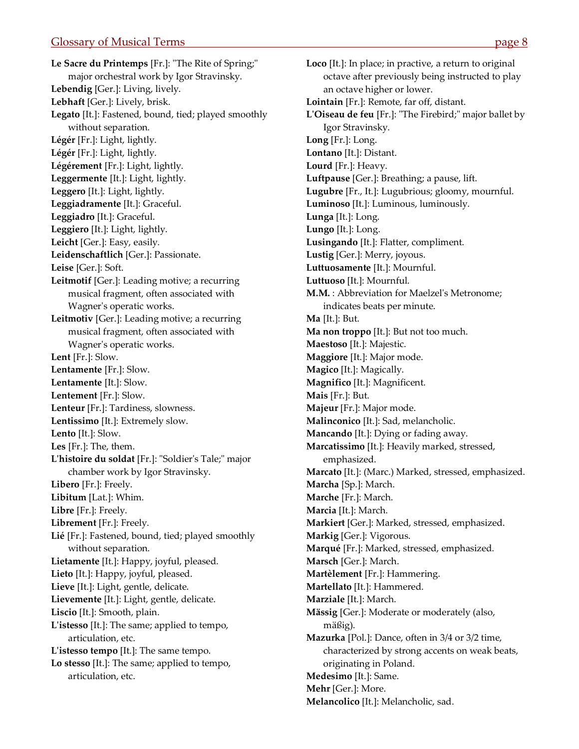**Le Sacre du Printemps** [Fr.]: "The Rite of Spring;" major orchestral work by Igor Stravinsky.

**Lebendig** [Ger.]: Living, lively.

**Lebhaft** [Ger.]: Lively, brisk.

**Legato** [It.]: Fastened, bound, tied; played smoothly without separation.

**Légér** [Fr.]: Light, lightly.

**Légér** [Fr.]: Light, lightly.

**Légérement** [Fr.]: Light, lightly.

**Leggermente** [It.]: Light, lightly.

**Leggero** [It.]: Light, lightly.

**Leggiadramente** [It.]: Graceful.

**Leggiadro** [It.]: Graceful.

**Leggiero** [It.]: Light, lightly.

**Leicht** [Ger.]: Easy, easily.

**Leidenschaftlich** [Ger.]: Passionate.

**Leise** [Ger.]: Soft.

**Leitmotif** [Ger.]: Leading motive; a recurring musical fragment, often associated with Wagner's operatic works.

**Leitmotiv** [Ger.]: Leading motive; a recurring musical fragment, often associated with Wagner's operatic works.

**Lent** [Fr.]: Slow.

**Lentamente** [Fr.]: Slow.

**Lentamente** [It.]: Slow.

**Lentement** [Fr.]: Slow.

**Lenteur** [Fr.]: Tardiness, slowness.

**Lentissimo** [It.]: Extremely slow.

**Lento** [It.]: Slow.

**Les** [Fr.]: The, them.

**L'histoire du soldat** [Fr.]: "Soldier's Tale;" major chamber work by Igor Stravinsky.

**Libero** [Fr.]: Freely.

**Libitum** [Lat.]: Whim.

**Libre** [Fr.]: Freely.

**Librement** [Fr.]: Freely.

**Lié** [Fr.]: Fastened, bound, tied; played smoothly without separation.

**Lietamente** [It.]: Happy, joyful, pleased.

**Lieto** [It.]: Happy, joyful, pleased.

**Lieve** [It.]: Light, gentle, delicate.

**Lievemente** [It.]: Light, gentle, delicate.

**Liscio** [It.]: Smooth, plain.

**L'istesso** [It.]: The same; applied to tempo, articulation, etc.

**L'istesso tempo** [It.]: The same tempo.

**Lo stesso** [It.]: The same; applied to tempo, articulation, etc.

**Loco** [It.]: In place; in practive, a return to original octave after previously being instructed to play an octave higher or lower.

**Lointain** [Fr.]: Remote, far off, distant.

**L'Oiseau de feu** [Fr.]: "The Firebird;" major ballet by Igor Stravinsky.

**Long** [Fr.]: Long.

**Lontano** [It.]: Distant.

**Lourd** [Fr.]: Heavy.

**Luftpause** [Ger.]: Breathing; a pause, lift.

**Lugubre** [Fr., It.]: Lugubrious; gloomy, mournful.

**Luminoso** [It.]: Luminous, luminously.

**Lunga** [It.]: Long.

**Lungo** [It.]: Long.

**Lusingando** [It.]: Flatter, compliment.

**Lustig** [Ger.]: Merry, joyous.

**Luttuosamente** [It.]: Mournful.

**Luttuoso** [It.]: Mournful.

**M.M.** : Abbreviation for Maelzel's Metronome; indicates beats per minute.

**Ma** [It.]: But.

**Ma non troppo** [It.]: But not too much.

**Maestoso** [It.]: Majestic.

**Maggiore** [It.]: Major mode.

**Magico** [It.]: Magically.

**Magnifico** [It.]: Magnificent.

**Mais** [Fr.]: But.

**Majeur** [Fr.]: Major mode.

**Malinconico** [It.]: Sad, melancholic.

**Mancando** [It.]: Dying or fading away.

**Marcatissimo** [It.]: Heavily marked, stressed, emphasized.

**Marcato** [It.]: (Marc.) Marked, stressed, emphasized.

**Marcha** [Sp.]: March.

**Marche** [Fr.]: March.

**Marcia** [It.]: March.

**Markiert** [Ger.]: Marked, stressed, emphasized.

**Markig** [Ger.]: Vigorous.

**Marqué** [Fr.]: Marked, stressed, emphasized.

**Marsch** [Ger.]: March.

**Martèlement** [Fr.]: Hammering.

**Martellato** [It.]: Hammered.

**Marziale** [It.]: March.

**Mässig** [Ger.]: Moderate or moderately (also, mäßig).

**Mazurka** [Pol.]: Dance, often in 3/4 or 3/2 time, characterized by strong accents on weak beats, originating in Poland.

**Medesimo** [It.]: Same.

**Mehr** [Ger.]: More.

**Melancolico** [It.]: Melancholic, sad.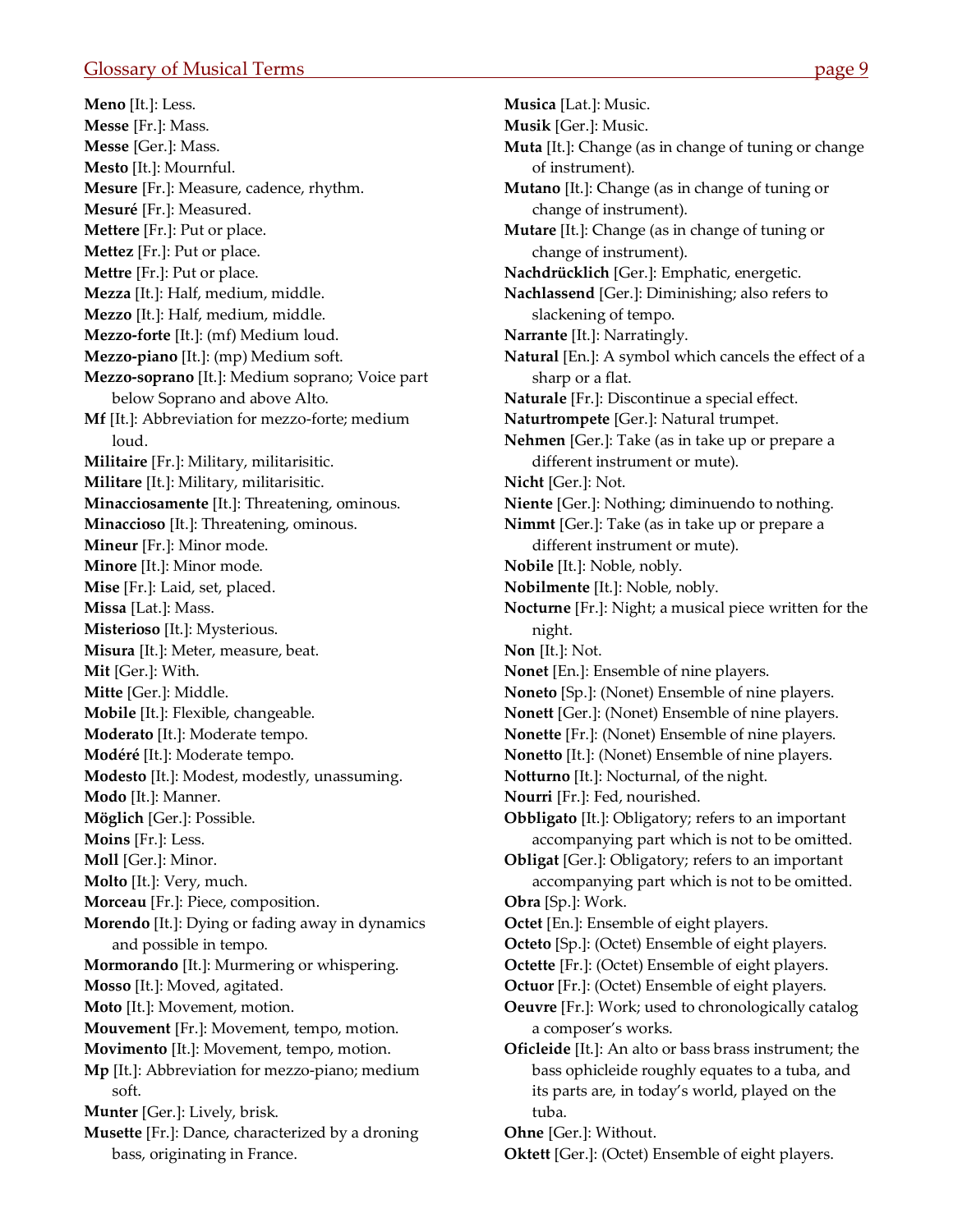**Meno** [It.]: Less.
**Messe** [Fr.]: Mass.
**Messe** [Ger.]: Mass.
**Mesto** [It.]: Mournful.
**Mesure** [Fr.]: Measure, cadence, rhythm.
**Mesuré** [Fr.]: Measured.
**Mettere** [Fr.]: Put or place.
**Mettez** [Fr.]: Put or place.
**Mettre** [Fr.]: Put or place.
**Mezza** [It.]: Half, medium, middle.
**Mezzo** [It.]: Half, medium, middle.
**Mezzo-forte** [It.]: (mf) Medium loud.
**Mezzo-piano** [It.]: (mp) Medium soft.
**Mezzo-soprano** [It.]: Medium soprano; Voice part below Soprano and above Alto.
**Mf** [It.]: Abbreviation for mezzo-forte; medium loud.
**Militaire** [Fr.]: Military, militarisitic.
**Militare** [It.]: Military, militarisitic.
**Minacciosamente** [It.]: Threatening, ominous.
**Minaccioso** [It.]: Threatening, ominous.
**Mineur** [Fr.]: Minor mode.
**Minore** [It.]: Minor mode.
**Mise** [Fr.]: Laid, set, placed.
**Missa** [Lat.]: Mass.
**Misterioso** [It.]: Mysterious.
**Misura** [It.]: Meter, measure, beat.
**Mit** [Ger.]: With.
**Mitte** [Ger.]: Middle.
**Mobile** [It.]: Flexible, changeable.
**Moderato** [It.]: Moderate tempo.
**Modéré** [It.]: Moderate tempo.
**Modesto** [It.]: Modest, modestly, unassuming.
**Modo** [It.]: Manner.
**Möglich** [Ger.]: Possible.
**Moins** [Fr.]: Less.
**Moll** [Ger.]: Minor.
**Molto** [It.]: Very, much.
**Morceau** [Fr.]: Piece, composition.
**Morendo** [It.]: Dying or fading away in dynamics and possible in tempo.
**Mormorando** [It.]: Murmering or whispering.
**Mosso** [It.]: Moved, agitated.
**Moto** [It.]: Movement, motion.
**Mouvement** [Fr.]: Movement, tempo, motion.
**Movimento** [It.]: Movement, tempo, motion.
**Mp** [It.]: Abbreviation for mezzo-piano; medium soft.
**Munter** [Ger.]: Lively, brisk.
**Musette** [Fr.]: Dance, characterized by a droning bass, originating in France.
**Musica** [Lat.]: Music.
**Musik** [Ger.]: Music.
**Muta** [It.]: Change (as in change of tuning or change of instrument).
**Mutano** [It.]: Change (as in change of tuning or change of instrument).
**Mutare** [It.]: Change (as in change of tuning or change of instrument).
**Nachdrücklich** [Ger.]: Emphatic, energetic.
**Nachlassend** [Ger.]: Diminishing; also refers to slackening of tempo.
**Narrante** [It.]: Narratingly.
**Natural** [En.]: A symbol which cancels the effect of a sharp or a flat.
**Naturale** [Fr.]: Discontinue a special effect.
**Naturtrompete** [Ger.]: Natural trumpet.
**Nehmen** [Ger.]: Take (as in take up or prepare a different instrument or mute).
**Nicht** [Ger.]: Not.
**Niente** [Ger.]: Nothing; diminuendo to nothing.
**Nimmt** [Ger.]: Take (as in take up or prepare a different instrument or mute).
**Nobile** [It.]: Noble, nobly.
**Nobilmente** [It.]: Noble, nobly.
**Nocturne** [Fr.]: Night; a musical piece written for the night.
**Non** [It.]: Not.
**Nonet** [En.]: Ensemble of nine players.
**Noneto** [Sp.]: (Nonet) Ensemble of nine players.
**Nonett** [Ger.]: (Nonet) Ensemble of nine players.
**Nonette** [Fr.]: (Nonet) Ensemble of nine players.
**Nonetto** [It.]: (Nonet) Ensemble of nine players.
**Notturno** [It.]: Nocturnal, of the night.
**Nourri** [Fr.]: Fed, nourished.
**Obbligato** [It.]: Obligatory; refers to an important accompanying part which is not to be omitted.
**Obligat** [Ger.]: Obligatory; refers to an important accompanying part which is not to be omitted.
**Obra** [Sp.]: Work.
**Octet** [En.]: Ensemble of eight players.
**Octeto** [Sp.]: (Octet) Ensemble of eight players.
**Octette** [Fr.]: (Octet) Ensemble of eight players.
**Octuor** [Fr.]: (Octet) Ensemble of eight players.
**Oeuvre** [Fr.]: Work; used to chronologically catalog a composer's works.
**Oficleide** [It.]: An alto or bass brass instrument; the bass ophicleide roughly equates to a tuba, and its parts are, in today's world, played on the tuba.
**Ohne** [Ger.]: Without.
**Oktett** [Ger.]: (Octet) Ensemble of eight players.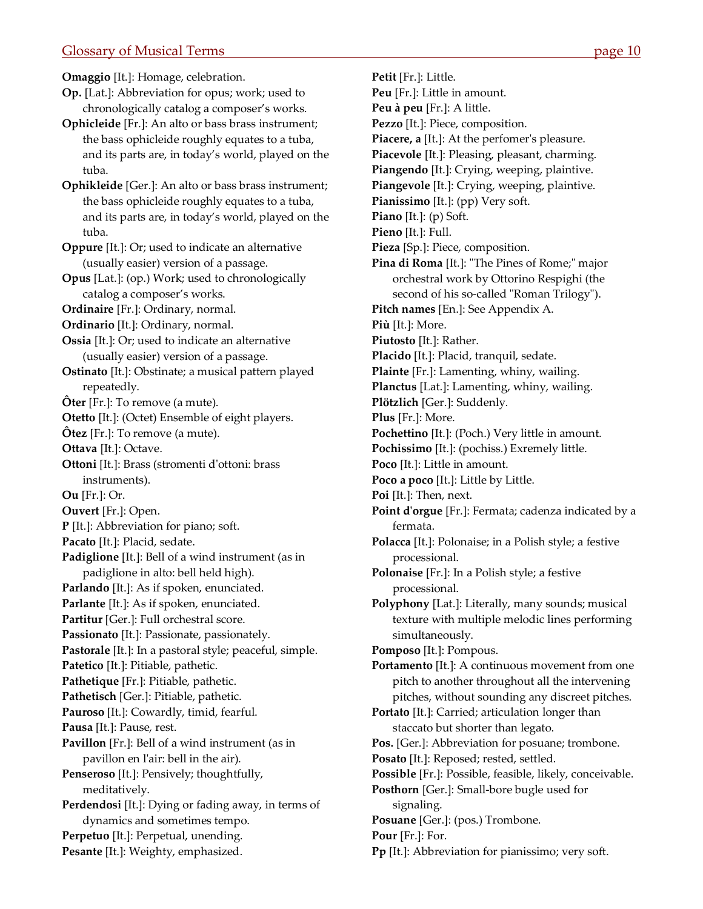**Omaggio** [It.]: Homage, celebration.

**Op.** [Lat.]: Abbreviation for opus; work; used to chronologically catalog a composer's works.

**Ophicleide** [Fr.]: An alto or bass brass instrument; the bass ophicleide roughly equates to a tuba, and its parts are, in today's world, played on the tuba.

**Ophikleide** [Ger.]: An alto or bass brass instrument; the bass ophicleide roughly equates to a tuba, and its parts are, in today's world, played on the tuba.

**Oppure** [It.]: Or; used to indicate an alternative (usually easier) version of a passage.

**Opus** [Lat.]: (op.) Work; used to chronologically catalog a composer's works.

**Ordinaire** [Fr.]: Ordinary, normal.

**Ordinario** [It.]: Ordinary, normal.

**Ossia** [It.]: Or; used to indicate an alternative (usually easier) version of a passage.

**Ostinato** [It.]: Obstinate; a musical pattern played repeatedly.

**Ôter** [Fr.]: To remove (a mute).

**Otetto** [It.]: (Octet) Ensemble of eight players.

**Ôtez** [Fr.]: To remove (a mute).

**Ottava** [It.]: Octave.

**Ottoni** [It.]: Brass (stromenti d'ottoni: brass instruments).

**Ou** [Fr.]: Or.

**Ouvert** [Fr.]: Open.

**P** [It.]: Abbreviation for piano; soft.

**Pacato** [It.]: Placid, sedate.

**Padiglione** [It.]: Bell of a wind instrument (as in padiglione in alto: bell held high).

**Parlando** [It.]: As if spoken, enunciated.

**Parlante** [It.]: As if spoken, enunciated.

**Partitur** [Ger.]: Full orchestral score.

**Passionato** [It.]: Passionate, passionately.

**Pastorale** [It.]: In a pastoral style; peaceful, simple.

**Patetico** [It.]: Pitiable, pathetic.

**Pathetique** [Fr.]: Pitiable, pathetic.

**Pathetisch** [Ger.]: Pitiable, pathetic.

**Pauroso** [It.]: Cowardly, timid, fearful.

**Pausa** [It.]: Pause, rest.

**Pavillon** [Fr.]: Bell of a wind instrument (as in pavillon en l'air: bell in the air).

**Penseroso** [It.]: Pensively; thoughtfully, meditatively.

**Perdendosi** [It.]: Dying or fading away, in terms of dynamics and sometimes tempo.

**Perpetuo** [It.]: Perpetual, unending.

**Pesante** [It.]: Weighty, emphasized.

**Petit** [Fr.]: Little.

**Peu** [Fr.]: Little in amount.

**Peu à peu** [Fr.]: A little.

**Pezzo** [It.]: Piece, composition.

**Piacere, a** [It.]: At the perfomer's pleasure.

**Piacevole** [It.]: Pleasing, pleasant, charming.

**Piangendo** [It.]: Crying, weeping, plaintive.

**Piangevole** [It.]: Crying, weeping, plaintive.

**Pianissimo** [It.]: (pp) Very soft.

**Piano** [It.]: (p) Soft.

**Pieno** [It.]: Full.

**Pieza** [Sp.]: Piece, composition.

**Pina di Roma** [It.]: "The Pines of Rome;" major orchestral work by Ottorino Respighi (the second of his so-called "Roman Trilogy").

**Pitch names** [En.]: See Appendix A.

**Più** [It.]: More.

**Piutosto** [It.]: Rather.

**Placido** [It.]: Placid, tranquil, sedate.

**Plainte** [Fr.]: Lamenting, whiny, wailing.

**Planctus** [Lat.]: Lamenting, whiny, wailing.

**Plötzlich** [Ger.]: Suddenly.

**Plus** [Fr.]: More.

**Pochettino** [It.]: (Poch.) Very little in amount.

**Pochissimo** [It.]: (pochiss.) Exremely little.

**Poco** [It.]: Little in amount.

**Poco a poco** [It.]: Little by Little.

**Poi** [It.]: Then, next.

**Point d'orgue** [Fr.]: Fermata; cadenza indicated by a fermata.

**Polacca** [It.]: Polonaise; in a Polish style; a festive processional.

**Polonaise** [Fr.]: In a Polish style; a festive processional.

**Polyphony** [Lat.]: Literally, many sounds; musical texture with multiple melodic lines performing simultaneously.

**Pomposo** [It.]: Pompous.

**Portamento** [It.]: A continuous movement from one pitch to another throughout all the intervening pitches, without sounding any discreet pitches.

**Portato** [It.]: Carried; articulation longer than staccato but shorter than legato.

**Pos.** [Ger.]: Abbreviation for posuane; trombone.

**Posato** [It.]: Reposed; rested, settled.

**Possible** [Fr.]: Possible, feasible, likely, conceivable.

**Posthorn** [Ger.]: Small-bore bugle used for signaling.

**Posuane** [Ger.]: (pos.) Trombone.

**Pour** [Fr.]: For.

**Pp** [It.]: Abbreviation for pianissimo; very soft.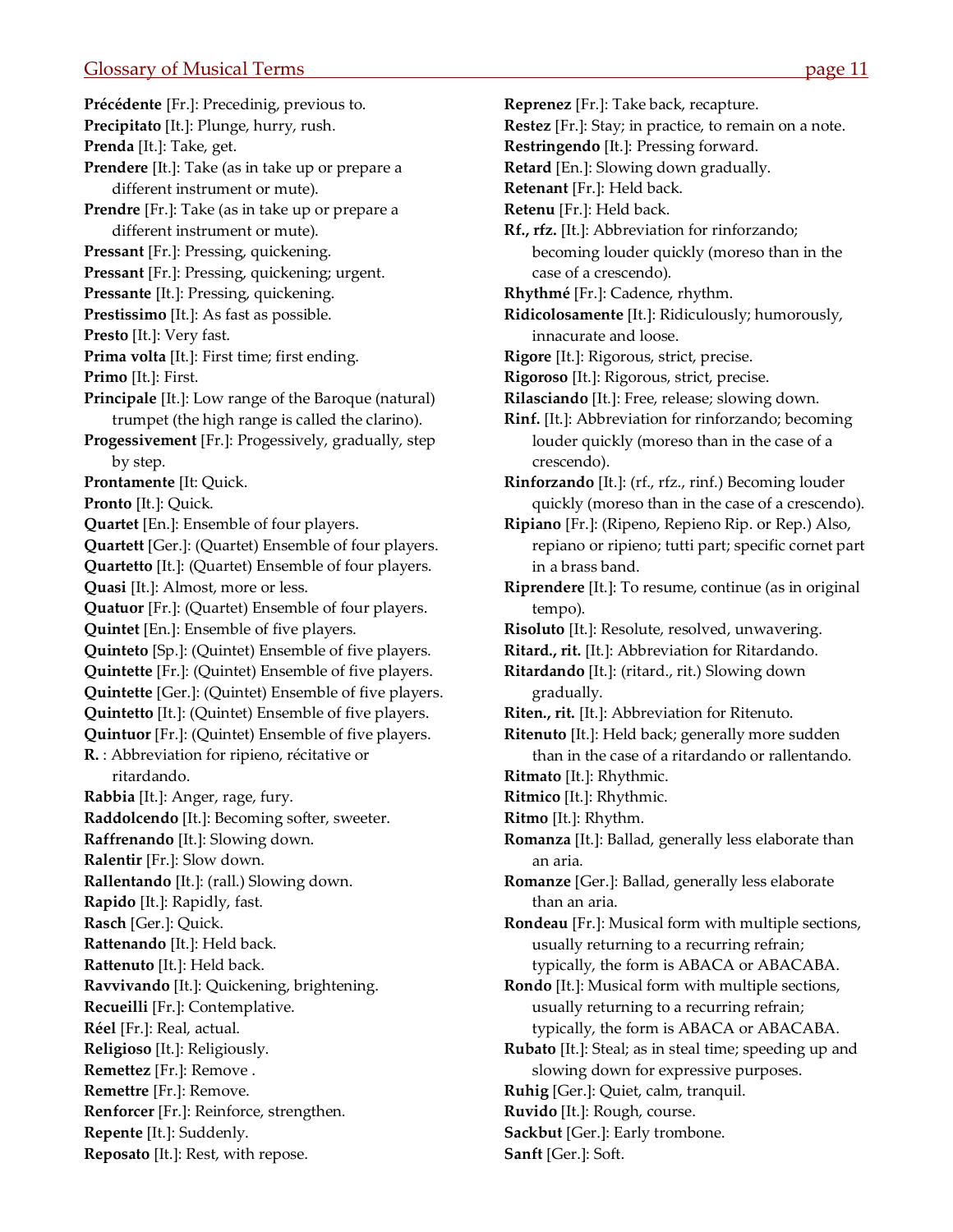**Précédente** [Fr.]: Precedinig, previous to.
**Precipitato** [It.]: Plunge, hurry, rush.
**Prenda** [It.]: Take, get.
**Prendere** [It.]: Take (as in take up or prepare a different instrument or mute).
**Prendre** [Fr.]: Take (as in take up or prepare a different instrument or mute).
**Pressant** [Fr.]: Pressing, quickening.
**Pressant** [Fr.]: Pressing, quickening; urgent.
**Pressante** [It.]: Pressing, quickening.
**Prestissimo** [It.]: As fast as possible.
**Presto** [It.]: Very fast.
**Prima volta** [It.]: First time; first ending.
**Primo** [It.]: First.
**Principale** [It.]: Low range of the Baroque (natural) trumpet (the high range is called the clarino).
**Progessivement** [Fr.]: Progessively, gradually, step by step.
**Prontamente** [It: Quick.
**Pronto** [It.]: Quick.
**Quartet** [En.]: Ensemble of four players.
**Quartett** [Ger.]: (Quartet) Ensemble of four players.
**Quartetto** [It.]: (Quartet) Ensemble of four players.
**Quasi** [It.]: Almost, more or less.
**Quatuor** [Fr.]: (Quartet) Ensemble of four players.
**Quintet** [En.]: Ensemble of five players.
**Quinteto** [Sp.]: (Quintet) Ensemble of five players.
**Quintette** [Fr.]: (Quintet) Ensemble of five players.
**Quintette** [Ger.]: (Quintet) Ensemble of five players.
**Quintetto** [It.]: (Quintet) Ensemble of five players.
**Quintuor** [Fr.]: (Quintet) Ensemble of five players.
**R.** : Abbreviation for ripieno, récitative or ritardando.
**Rabbia** [It.]: Anger, rage, fury.
**Raddolcendo** [It.]: Becoming softer, sweeter.
**Raffrenando** [It.]: Slowing down.
**Ralentir** [Fr.]: Slow down.
**Rallentando** [It.]: (rall.) Slowing down.
**Rapido** [It.]: Rapidly, fast.
**Rasch** [Ger.]: Quick.
**Rattenando** [It.]: Held back.
**Rattenuto** [It.]: Held back.
**Ravvivando** [It.]: Quickening, brightening.
**Recueilli** [Fr.]: Contemplative.
**Réel** [Fr.]: Real, actual.
**Religioso** [It.]: Religiously.
**Remettez** [Fr.]: Remove .
**Remettre** [Fr.]: Remove.
**Renforcer** [Fr.]: Reinforce, strengthen.
**Repente** [It.]: Suddenly.
**Reposato** [It.]: Rest, with repose.
**Reprenez** [Fr.]: Take back, recapture.
**Restez** [Fr.]: Stay; in practice, to remain on a note.
**Restringendo** [It.]: Pressing forward.
**Retard** [En.]: Slowing down gradually.
**Retenant** [Fr.]: Held back.
**Retenu** [Fr.]: Held back.
**Rf., rfz.** [It.]: Abbreviation for rinforzando; becoming louder quickly (moreso than in the case of a crescendo).
**Rhythmé** [Fr.]: Cadence, rhythm.
**Ridicolosamente** [It.]: Ridiculously; humorously, innacurate and loose.
**Rigore** [It.]: Rigorous, strict, precise.
**Rigoroso** [It.]: Rigorous, strict, precise.
**Rilasciando** [It.]: Free, release; slowing down.
**Rinf.** [It.]: Abbreviation for rinforzando; becoming louder quickly (moreso than in the case of a crescendo).
**Rinforzando** [It.]: (rf., rfz., rinf.) Becoming louder quickly (moreso than in the case of a crescendo).
**Ripiano** [Fr.]: (Ripeno, Repieno Rip. or Rep.) Also, repiano or ripieno; tutti part; specific cornet part in a brass band.
**Riprendere** [It.]: To resume, continue (as in original tempo).
**Risoluto** [It.]: Resolute, resolved, unwavering.
**Ritard., rit.** [It.]: Abbreviation for Ritardando.
**Ritardando** [It.]: (ritard., rit.) Slowing down gradually.
**Riten., rit.** [It.]: Abbreviation for Ritenuto.
**Ritenuto** [It.]: Held back; generally more sudden than in the case of a ritardando or rallentando.
**Ritmato** [It.]: Rhythmic.
**Ritmico** [It.]: Rhythmic.
**Ritmo** [It.]: Rhythm.
**Romanza** [It.]: Ballad, generally less elaborate than an aria.
**Romanze** [Ger.]: Ballad, generally less elaborate than an aria.
**Rondeau** [Fr.]: Musical form with multiple sections, usually returning to a recurring refrain; typically, the form is ABACA or ABACABA.
**Rondo** [It.]: Musical form with multiple sections, usually returning to a recurring refrain; typically, the form is ABACA or ABACABA.
**Rubato** [It.]: Steal; as in steal time; speeding up and slowing down for expressive purposes.
**Ruhig** [Ger.]: Quiet, calm, tranquil.
**Ruvido** [It.]: Rough, course.
**Sackbut** [Ger.]: Early trombone.
**Sanft** [Ger.]: Soft.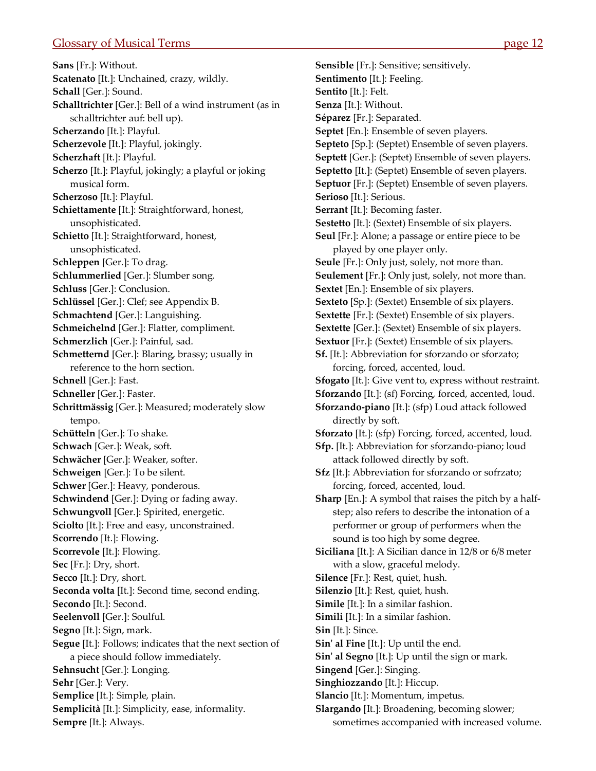**Sans** [Fr.]: Without.
**Scatenato** [It.]: Unchained, crazy, wildly.
**Schall** [Ger.]: Sound.
**Schalltrichter** [Ger.]: Bell of a wind instrument (as in schalltrichter auf: bell up).
**Scherzando** [It.]: Playful.
**Scherzevole** [It.]: Playful, jokingly.
**Scherzhaft** [It.]: Playful.
**Scherzo** [It.]: Playful, jokingly; a playful or joking musical form.
**Scherzoso** [It.]: Playful.
**Schiettamente** [It.]: Straightforward, honest, unsophisticated.
**Schietto** [It.]: Straightforward, honest, unsophisticated.
**Schleppen** [Ger.]: To drag.
**Schlummerlied** [Ger.]: Slumber song.
**Schluss** [Ger.]: Conclusion.
**Schlüssel** [Ger.]: Clef; see Appendix B.
**Schmachtend** [Ger.]: Languishing.
**Schmeichelnd** [Ger.]: Flatter, compliment.
**Schmerzlich** [Ger.]: Painful, sad.
**Schmetternd** [Ger.]: Blaring, brassy; usually in reference to the horn section.
**Schnell** [Ger.]: Fast.
**Schneller** [Ger.]: Faster.
**Schrittmässig** [Ger.]: Measured; moderately slow tempo.
**Schütteln** [Ger.]: To shake.
**Schwach** [Ger.]: Weak, soft.
**Schwächer** [Ger.]: Weaker, softer.
**Schweigen** [Ger.]: To be silent.
**Schwer** [Ger.]: Heavy, ponderous.
**Schwindend** [Ger.]: Dying or fading away.
**Schwungvoll** [Ger.]: Spirited, energetic.
**Sciolto** [It.]: Free and easy, unconstrained.
**Scorrendo** [It.]: Flowing.
**Scorrevole** [It.]: Flowing.
**Sec** [Fr.]: Dry, short.
**Secco** [It.]: Dry, short.
**Seconda volta** [It.]: Second time, second ending.
**Secondo** [It.]: Second.
**Seelenvoll** [Ger.]: Soulful.
**Segno** [It.]: Sign, mark.
**Segue** [It.]: Follows; indicates that the next section of a piece should follow immediately.
**Sehnsucht** [Ger.]: Longing.
**Sehr** [Ger.]: Very.
**Semplice** [It.]: Simple, plain.
**Semplicità** [It.]: Simplicity, ease, informality.
**Sempre** [It.]: Always.
**Sensible** [Fr.]: Sensitive; sensitively.
**Sentimento** [It.]: Feeling.
**Sentito** [It.]: Felt.
**Senza** [It.]: Without.
**Séparez** [Fr.]: Separated.
**Septet** [En.]: Ensemble of seven players.
**Septeto** [Sp.]: (Septet) Ensemble of seven players.
**Septett** [Ger.]: (Septet) Ensemble of seven players.
**Septetto** [It.]: (Septet) Ensemble of seven players.
**Septuor** [Fr.]: (Septet) Ensemble of seven players.
**Serioso** [It.]: Serious.
**Serrant** [It.]: Becoming faster.
**Sestetto** [It.]: (Sextet) Ensemble of six players.
**Seul** [Fr.]: Alone; a passage or entire piece to be played by one player only.
**Seule** [Fr.]: Only just, solely, not more than.
**Seulement** [Fr.]: Only just, solely, not more than.
**Sextet** [En.]: Ensemble of six players.
**Sexteto** [Sp.]: (Sextet) Ensemble of six players.
**Sextette** [Fr.]: (Sextet) Ensemble of six players.
**Sextette** [Ger.]: (Sextet) Ensemble of six players.
**Sextuor** [Fr.]: (Sextet) Ensemble of six players.
**Sf.** [It.]: Abbreviation for sforzando or sforzato; forcing, forced, accented, loud.
**Sfogato** [It.]: Give vent to, express without restraint.
**Sforzando** [It.]: (sf) Forcing, forced, accented, loud.
**Sforzando-piano** [It.]: (sfp) Loud attack followed directly by soft.
**Sforzato** [It.]: (sfp) Forcing, forced, accented, loud.
**Sfp.** [It.]: Abbreviation for sforzando-piano; loud attack followed directly by soft.
**Sfz** [It.]: Abbreviation for sforzando or sofrzato; forcing, forced, accented, loud.
**Sharp** [En.]: A symbol that raises the pitch by a half-step; also refers to describe the intonation of a performer or group of performers when the sound is too high by some degree.
**Siciliana** [It.]: A Sicilian dance in 12/8 or 6/8 meter with a slow, graceful melody.
**Silence** [Fr.]: Rest, quiet, hush.
**Silenzio** [It.]: Rest, quiet, hush.
**Simile** [It.]: In a similar fashion.
**Simili** [It.]: In a similar fashion.
**Sin** [It.]: Since.
**Sin' al Fine** [It.]: Up until the end.
**Sin' al Segno** [It.]: Up until the sign or mark.
**Singend** [Ger.]: Singing.
**Singhiozzando** [It.]: Hiccup.
**Slancio** [It.]: Momentum, impetus.
**Slargando** [It.]: Broadening, becoming slower; sometimes accompanied with increased volume.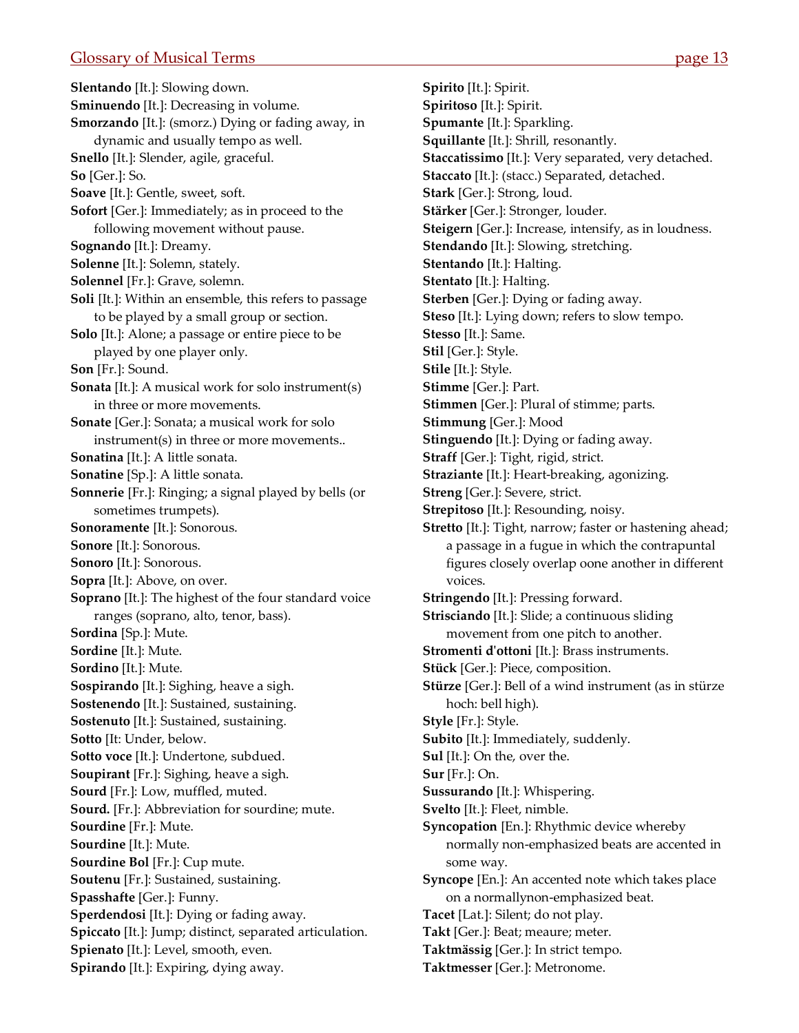**Slentando** [It.]: Slowing down.
**Sminuendo** [It.]: Decreasing in volume.
**Smorzando** [It.]: (smorz.) Dying or fading away, in dynamic and usually tempo as well.
**Snello** [It.]: Slender, agile, graceful.
**So** [Ger.]: So.
**Soave** [It.]: Gentle, sweet, soft.
**Sofort** [Ger.]: Immediately; as in proceed to the following movement without pause.
**Sognando** [It.]: Dreamy.
**Solenne** [It.]: Solemn, stately.
**Solennel** [Fr.]: Grave, solemn.
**Soli** [It.]: Within an ensemble, this refers to passage to be played by a small group or section.
**Solo** [It.]: Alone; a passage or entire piece to be played by one player only.
**Son** [Fr.]: Sound.
**Sonata** [It.]: A musical work for solo instrument(s) in three or more movements.
**Sonate** [Ger.]: Sonata; a musical work for solo instrument(s) in three or more movements..
**Sonatina** [It.]: A little sonata.
**Sonatine** [Sp.]: A little sonata.
**Sonnerie** [Fr.]: Ringing; a signal played by bells (or sometimes trumpets).
**Sonoramente** [It.]: Sonorous.
**Sonore** [It.]: Sonorous.
**Sonoro** [It.]: Sonorous.
**Sopra** [It.]: Above, on over.
**Soprano** [It.]: The highest of the four standard voice ranges (soprano, alto, tenor, bass).
**Sordina** [Sp.]: Mute.
**Sordine** [It.]: Mute.
**Sordino** [It.]: Mute.
**Sospirando** [It.]: Sighing, heave a sigh.
**Sostenendo** [It.]: Sustained, sustaining.
**Sostenuto** [It.]: Sustained, sustaining.
**Sotto** [It: Under, below.
**Sotto voce** [It.]: Undertone, subdued.
**Soupirant** [Fr.]: Sighing, heave a sigh.
**Sourd** [Fr.]: Low, muffled, muted.
**Sourd.** [Fr.]: Abbreviation for sourdine; mute.
**Sourdine** [Fr.]: Mute.
**Sourdine** [It.]: Mute.
**Sourdine Bol** [Fr.]: Cup mute.
**Soutenu** [Fr.]: Sustained, sustaining.
**Spasshafte** [Ger.]: Funny.
**Sperdendosi** [It.]: Dying or fading away.
**Spiccato** [It.]: Jump; distinct, separated articulation.
**Spienato** [It.]: Level, smooth, even.
**Spirando** [It.]: Expiring, dying away.
**Spirito** [It.]: Spirit.
**Spiritoso** [It.]: Spirit.
**Spumante** [It.]: Sparkling.
**Squillante** [It.]: Shrill, resonantly.
**Staccatissimo** [It.]: Very separated, very detached.
**Staccato** [It.]: (stacc.) Separated, detached.
**Stark** [Ger.]: Strong, loud.
**Stärker** [Ger.]: Stronger, louder.
**Steigern** [Ger.]: Increase, intensify, as in loudness.
**Stendando** [It.]: Slowing, stretching.
**Stentando** [It.]: Halting.
**Stentato** [It.]: Halting.
**Sterben** [Ger.]: Dying or fading away.
**Steso** [It.]: Lying down; refers to slow tempo.
**Stesso** [It.]: Same.
**Stil** [Ger.]: Style.
**Stile** [It.]: Style.
**Stimme** [Ger.]: Part.
**Stimmen** [Ger.]: Plural of stimme; parts.
**Stimmung** [Ger.]: Mood
**Stinguendo** [It.]: Dying or fading away.
**Straff** [Ger.]: Tight, rigid, strict.
**Straziante** [It.]: Heart-breaking, agonizing.
**Streng** [Ger.]: Severe, strict.
**Strepitoso** [It.]: Resounding, noisy.
**Stretto** [It.]: Tight, narrow; faster or hastening ahead; a passage in a fugue in which the contrapuntal figures closely overlap oone another in different voices.
**Stringendo** [It.]: Pressing forward.
**Strisciando** [It.]: Slide; a continuous sliding movement from one pitch to another.
**Stromenti d'ottoni** [It.]: Brass instruments.
**Stück** [Ger.]: Piece, composition.
**Stürze** [Ger.]: Bell of a wind instrument (as in stürze hoch: bell high).
**Style** [Fr.]: Style.
**Subito** [It.]: Immediately, suddenly.
**Sul** [It.]: On the, over the.
**Sur** [Fr.]: On.
**Sussurando** [It.]: Whispering.
**Svelto** [It.]: Fleet, nimble.
**Syncopation** [En.]: Rhythmic device whereby normally non-emphasized beats are accented in some way.
**Syncope** [En.]: An accented note which takes place on a normallynon-emphasized beat.
**Tacet** [Lat.]: Silent; do not play.
**Takt** [Ger.]: Beat; meaure; meter.
**Taktmässig** [Ger.]: In strict tempo.
**Taktmesser** [Ger.]: Metronome.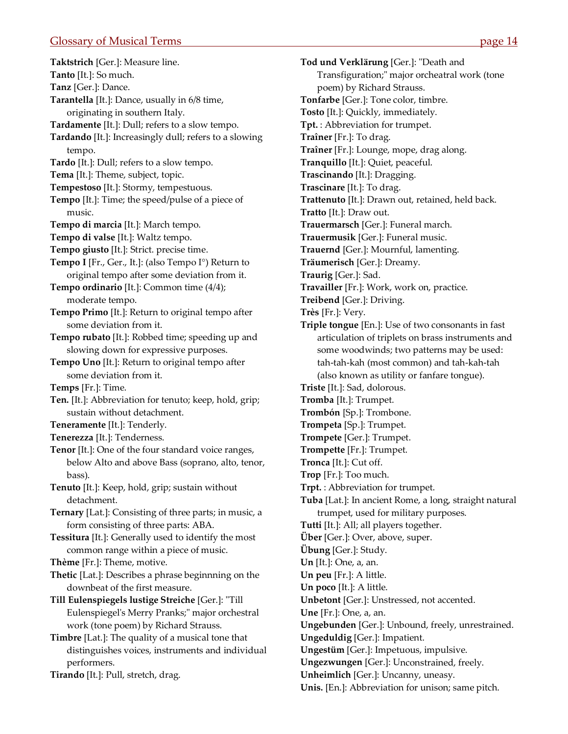**Taktstrich** [Ger.]: Measure line.
**Tanto** [It.]: So much.
**Tanz** [Ger.]: Dance.
**Tarantella** [It.]: Dance, usually in 6/8 time, originating in southern Italy.
**Tardamente** [It.]: Dull; refers to a slow tempo.
**Tardando** [It.]: Increasingly dull; refers to a slowing tempo.
**Tardo** [It.]: Dull; refers to a slow tempo.
**Tema** [It.]: Theme, subject, topic.
**Tempestoso** [It.]: Stormy, tempestuous.
**Tempo** [It.]: Time; the speed/pulse of a piece of music.
**Tempo di marcia** [It.]: March tempo.
**Tempo di valse** [It.]: Waltz tempo.
**Tempo giusto** [It.]: Strict. precise time.
**Tempo I** [Fr., Ger., It.]: (also Tempo I°) Return to original tempo after some deviation from it.
**Tempo ordinario** [It.]: Common time (4/4); moderate tempo.
**Tempo Primo** [It.]: Return to original tempo after some deviation from it.
**Tempo rubato** [It.]: Robbed time; speeding up and slowing down for expressive purposes.
**Tempo Uno** [It.]: Return to original tempo after some deviation from it.
**Temps** [Fr.]: Time.
**Ten.** [It.]: Abbreviation for tenuto; keep, hold, grip; sustain without detachment.
**Teneramente** [It.]: Tenderly.
**Tenerezza** [It.]: Tenderness.
**Tenor** [It.]: One of the four standard voice ranges, below Alto and above Bass (soprano, alto, tenor, bass).
**Tenuto** [It.]: Keep, hold, grip; sustain without detachment.
**Ternary** [Lat.]: Consisting of three parts; in music, a form consisting of three parts: ABA.
**Tessitura** [It.]: Generally used to identify the most common range within a piece of music.
**Thème** [Fr.]: Theme, motive.
**Thetic** [Lat.]: Describes a phrase beginnning on the downbeat of the first measure.
**Till Eulenspiegels lustige Streiche** [Ger.]: "Till Eulenspiegel's Merry Pranks;" major orchestral work (tone poem) by Richard Strauss.
**Timbre** [Lat.]: The quality of a musical tone that distinguishes voices, instruments and individual performers.
**Tirando** [It.]: Pull, stretch, drag.
**Tod und Verklärung** [Ger.]: "Death and Transfiguration;" major orcheatral work (tone poem) by Richard Strauss.
**Tonfarbe** [Ger.]: Tone color, timbre.
**Tosto** [It.]: Quickly, immediately.
**Tpt.** : Abbreviation for trumpet.
**Traîner** [Fr.]: To drag.
**Traîner** [Fr.]: Lounge, mope, drag along.
**Tranquillo** [It.]: Quiet, peaceful.
**Trascinando** [It.]: Dragging.
**Trascinare** [It.]: To drag.
**Trattenuto** [It.]: Drawn out, retained, held back.
**Tratto** [It.]: Draw out.
**Trauermarsch** [Ger.]: Funeral march.
**Trauermusik** [Ger.]: Funeral music.
**Trauernd** [Ger.]: Mournful, lamenting.
**Träumerisch** [Ger.]: Dreamy.
**Traurig** [Ger.]: Sad.
**Travailler** [Fr.]: Work, work on, practice.
**Treibend** [Ger.]: Driving.
**Très** [Fr.]: Very.
**Triple tongue** [En.]: Use of two consonants in fast articulation of triplets on brass instruments and some woodwinds; two patterns may be used: tah-tah-kah (most common) and tah-kah-tah (also known as utility or fanfare tongue).
**Triste** [It.]: Sad, dolorous.
**Tromba** [It.]: Trumpet.
**Trombón** [Sp.]: Trombone.
**Trompeta** [Sp.]: Trumpet.
**Trompete** [Ger.]: Trumpet.
**Trompette** [Fr.]: Trumpet.
**Tronca** [It.]: Cut off.
**Trop** [Fr.]: Too much.
**Trpt.** : Abbreviation for trumpet.
**Tuba** [Lat.]: In ancient Rome, a long, straight natural trumpet, used for military purposes.
**Tutti** [It.]: All; all players together.
**Über** [Ger.]: Over, above, super.
**Übung** [Ger.]: Study.
**Un** [It.]: One, a, an.
**Un peu** [Fr.]: A little.
**Un poco** [It.]: A little.
**Unbetont** [Ger.]: Unstressed, not accented.
**Une** [Fr.]: One, a, an.
**Ungebunden** [Ger.]: Unbound, freely, unrestrained.
**Ungeduldig** [Ger.]: Impatient.
**Ungestüm** [Ger.]: Impetuous, impulsive.
**Ungezwungen** [Ger.]: Unconstrained, freely.
**Unheimlich** [Ger.]: Uncanny, uneasy.
**Unis.** [En.]: Abbreviation for unison; same pitch.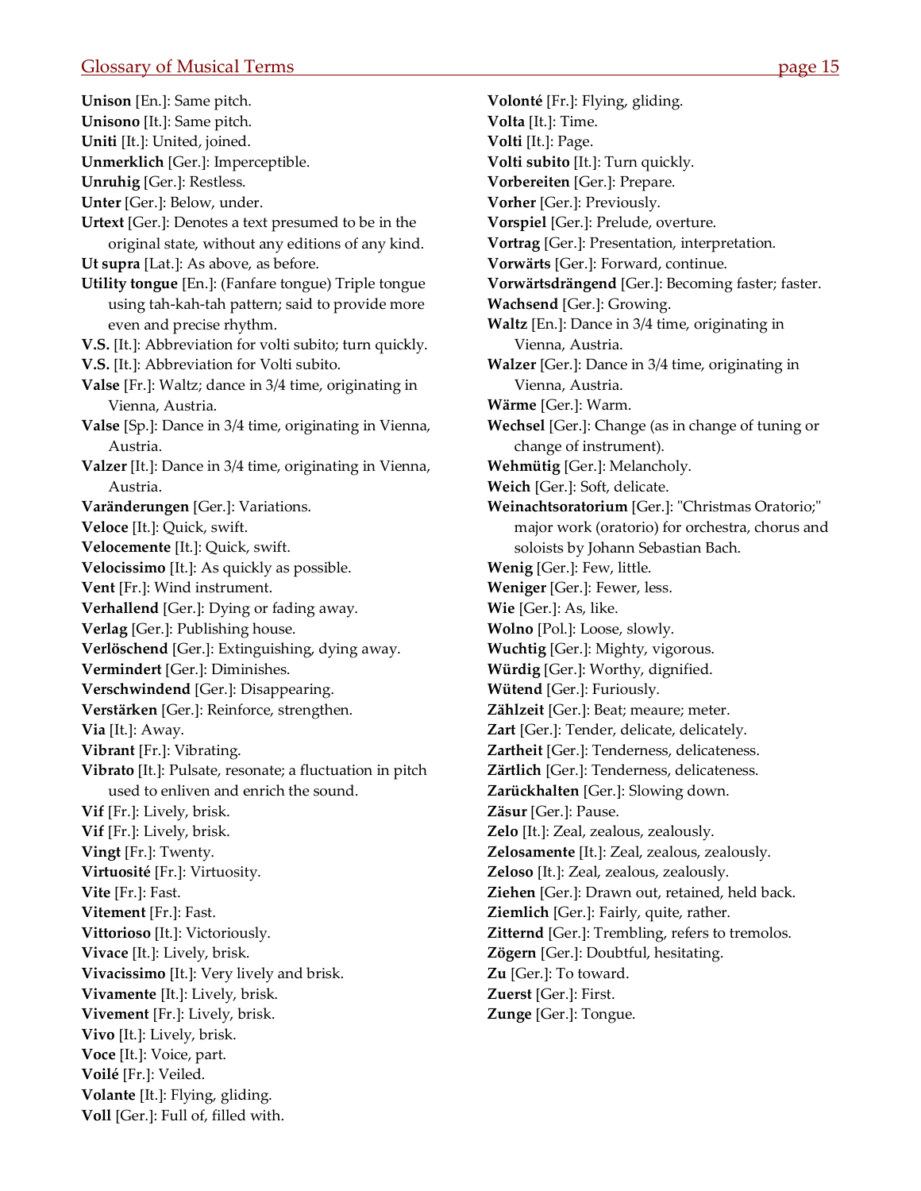**Unison** [En.]: Same pitch.
**Unisono** [It.]: Same pitch.
**Uniti** [It.]: United, joined.
**Unmerklich** [Ger.]: Imperceptible.
**Unruhig** [Ger.]: Restless.
**Unter** [Ger.]: Below, under.
**Urtext** [Ger.]: Denotes a text presumed to be in the original state, without any editions of any kind.
**Ut supra** [Lat.]: As above, as before.
**Utility tongue** [En.]: (Fanfare tongue) Triple tongue using tah-kah-tah pattern; said to provide more even and precise rhythm.
**V.S.** [It.]: Abbreviation for volti subito; turn quickly.
**V.S.** [It.]: Abbreviation for Volti subito.
**Valse** [Fr.]: Waltz; dance in 3/4 time, originating in Vienna, Austria.
**Valse** [Sp.]: Dance in 3/4 time, originating in Vienna, Austria.
**Valzer** [It.]: Dance in 3/4 time, originating in Vienna, Austria.
**Varänderungen** [Ger.]: Variations.
**Veloce** [It.]: Quick, swift.
**Velocemente** [It.]: Quick, swift.
**Velocissimo** [It.]: As quickly as possible.
**Vent** [Fr.]: Wind instrument.
**Verhallend** [Ger.]: Dying or fading away.
**Verlag** [Ger.]: Publishing house.
**Verlöschend** [Ger.]: Extinguishing, dying away.
**Vermindert** [Ger.]: Diminishes.
**Verschwindend** [Ger.]: Disappearing.
**Verstärken** [Ger.]: Reinforce, strengthen.
**Via** [It.]: Away.
**Vibrant** [Fr.]: Vibrating.
**Vibrato** [It.]: Pulsate, resonate; a fluctuation in pitch used to enliven and enrich the sound.
**Vif** [Fr.]: Lively, brisk.
**Vif** [Fr.]: Lively, brisk.
**Vingt** [Fr.]: Twenty.
**Virtuosité** [Fr.]: Virtuosity.
**Vite** [Fr.]: Fast.
**Vitement** [Fr.]: Fast.
**Vittorioso** [It.]: Victoriously.
**Vivace** [It.]: Lively, brisk.
**Vivacissimo** [It.]: Very lively and brisk.
**Vivamente** [It.]: Lively, brisk.
**Vivement** [Fr.]: Lively, brisk.
**Vivo** [It.]: Lively, brisk.
**Voce** [It.]: Voice, part.
**Voilé** [Fr.]: Veiled.
**Volante** [It.]: Flying, gliding.
**Voll** [Ger.]: Full of, filled with.
**Volonté** [Fr.]: Flying, gliding.
**Volta** [It.]: Time.
**Volti** [It.]: Page.
**Volti subito** [It.]: Turn quickly.
**Vorbereiten** [Ger.]: Prepare.
**Vorher** [Ger.]: Previously.
**Vorspiel** [Ger.]: Prelude, overture.
**Vortrag** [Ger.]: Presentation, interpretation.
**Vorwärts** [Ger.]: Forward, continue.
**Vorwärtsdrängend** [Ger.]: Becoming faster; faster.
**Wachsend** [Ger.]: Growing.
**Waltz** [En.]: Dance in 3/4 time, originating in Vienna, Austria.
**Walzer** [Ger.]: Dance in 3/4 time, originating in Vienna, Austria.
**Wärme** [Ger.]: Warm.
**Wechsel** [Ger.]: Change (as in change of tuning or change of instrument).
**Wehmütig** [Ger.]: Melancholy.
**Weich** [Ger.]: Soft, delicate.
**Weinachtsoratorium** [Ger.]: "Christmas Oratorio;" major work (oratorio) for orchestra, chorus and soloists by Johann Sebastian Bach.
**Wenig** [Ger.]: Few, little.
**Weniger** [Ger.]: Fewer, less.
**Wie** [Ger.]: As, like.
**Wolno** [Pol.]: Loose, slowly.
**Wuchtig** [Ger.]: Mighty, vigorous.
**Würdig** [Ger.]: Worthy, dignified.
**Wütend** [Ger.]: Furiously.
**Zählzeit** [Ger.]: Beat; meaure; meter.
**Zart** [Ger.]: Tender, delicate, delicately.
**Zartheit** [Ger.]: Tenderness, delicateness.
**Zärtlich** [Ger.]: Tenderness, delicateness.
**Zarückhalten** [Ger.]: Slowing down.
**Zäsur** [Ger.]: Pause.
**Zelo** [It.]: Zeal, zealous, zealously.
**Zelosamente** [It.]: Zeal, zealous, zealously.
**Zeloso** [It.]: Zeal, zealous, zealously.
**Ziehen** [Ger.]: Drawn out, retained, held back.
**Ziemlich** [Ger.]: Fairly, quite, rather.
**Zitternd** [Ger.]: Trembling, refers to tremolos.
**Zögern** [Ger.]: Doubtful, hesitating.
**Zu** [Ger.]: To toward.
**Zuerst** [Ger.]: First.
**Zunge** [Ger.]: Tongue.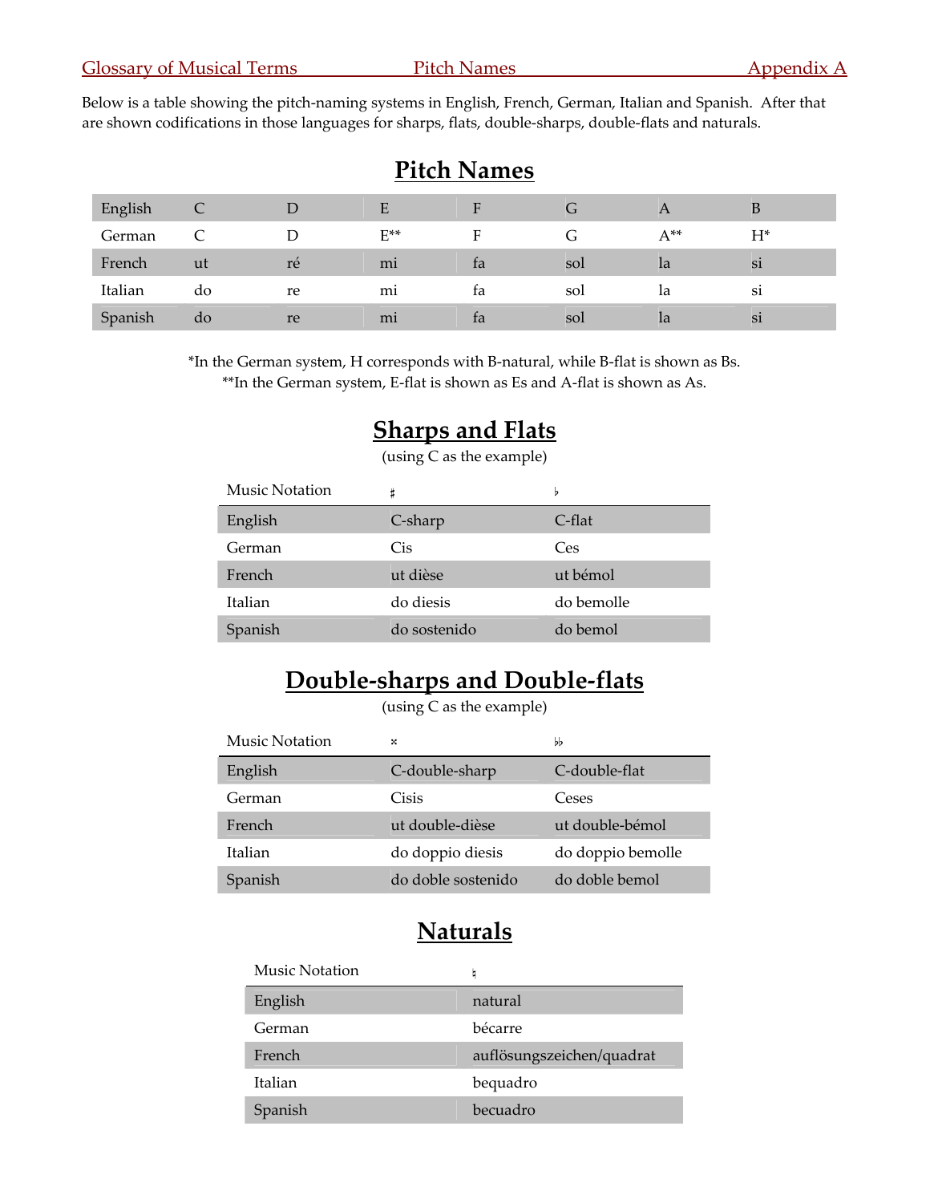Below is a table showing the pitch-naming systems in English, French, German, Italian and Spanish. After that are shown codifications in those languages for sharps, flats, double-sharps, double-flats and naturals.

## Pitch Names

| English | C | D | E | F | G | A | B |
|---|---|---|---|---|---|---|---|
| German | C | D | E** | F | G | A** | H* |
| French | ut | ré | mi | fa | sol | la | si |
| Italian | do | re | mi | fa | sol | la | si |
| Spanish | do | re | mi | fa | sol | la | si |

*In the German system, H corresponds with B-natural, while B-flat is shown as Bs.
**In the German system, E-flat is shown as Es and A-flat is shown as As.

## Sharps and Flats

(using C as the example)

| Music Notation | ♯ | ♭ |
|---|---|---|
| English | C-sharp | C-flat |
| German | Cis | Ces |
| French | ut dièse | ut bémol |
| Italian | do diesis | do bemolle |
| Spanish | do sostenido | do bemol |

## Double-sharps and Double-flats

(using C as the example)

| Music Notation | 𝄪 | ♭♭ |
|---|---|---|
| English | C-double-sharp | C-double-flat |
| German | Cisis | Ceses |
| French | ut double-dièse | ut double-bémol |
| Italian | do doppio diesis | do doppio bemolle |
| Spanish | do doble sostenido | do doble bemol |

## Naturals

| Music Notation | ♮ |
|---|---|
| English | natural |
| German | bécarre |
| French | auflösungszeichen/quadrat |
| Italian | bequadro |
| Spanish | becuadro |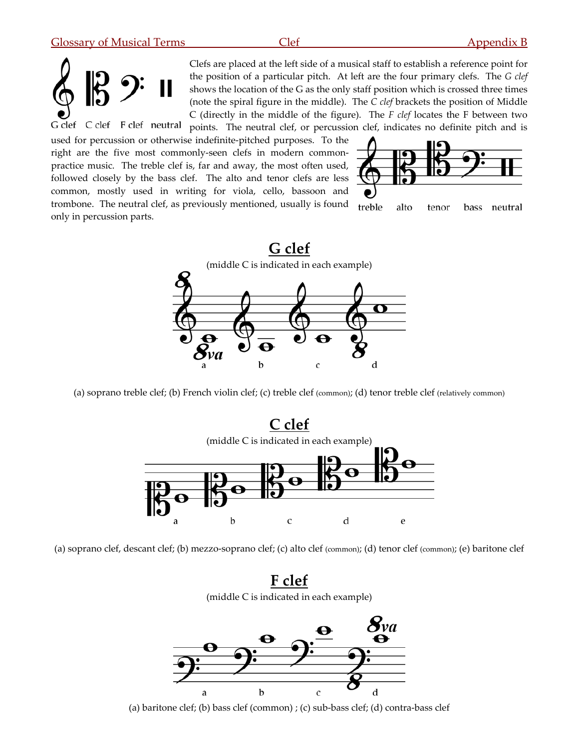G clef C clef F clef neutral

Clefs are placed at the left side of a musical staff to establish a reference point for the position of a particular pitch. At left are the four primary clefs. The *G clef* shows the location of the G as the only staff position which is crossed three times (note the spiral figure in the middle). The *C clef* brackets the position of Middle C (directly in the middle of the figure). The *F clef* locates the F between two points. The neutral clef, or percussion clef, indicates no definite pitch and is used for percussion or otherwise indefinite-pitched purposes. To the right are the five most commonly-seen clefs in modern common-practice music. The treble clef is, far and away, the most often used, followed closely by the bass clef. The alto and tenor clefs are less common, mostly used in writing for viola, cello, bassoon and trombone. The neutral clef, as previously mentioned, usually is found only in percussion parts.

treble alto tenor bass neutral

## G clef

(middle C is indicated in each example)

8va

a b c d

(a) soprano treble clef; (b) French violin clef; (c) treble clef (common); (d) tenor treble clef (relatively common)

## C clef

(middle C is indicated in each example)

a b c d e

(a) soprano clef, descant clef; (b) mezzo-soprano clef; (c) alto clef (common); (d) tenor clef (common); (e) baritone clef

## F clef

(middle C is indicated in each example)

8va

a b c d

(a) baritone clef; (b) bass clef (common) ; (c) sub-bass clef; (d) contra-bass clef